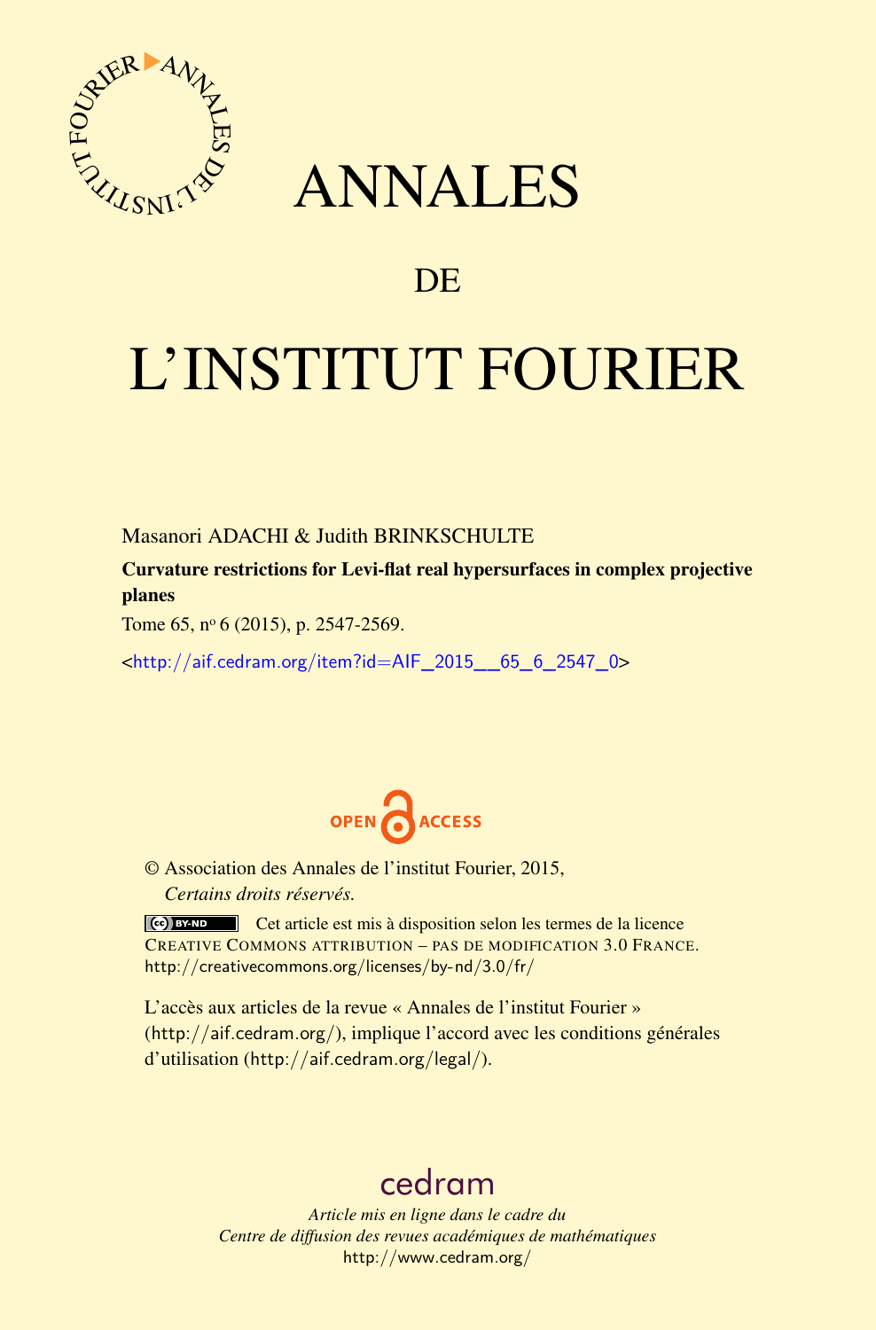# ANNALES

## DE

# L'INSTITUT FOURIER

Masanori ADACHI & Judith BRINKSCHULTE

**Curvature restrictions for Levi-flat real hypersurfaces in complex projective planes**

Tome 65, n$^{o}$ 6 (2015), p. 2547-2569.

<http://aif.cedram.org/item?id=AIF_2015__65_6_2547_0>

OPEN ACCESS

© Association des Annales de l'institut Fourier, 2015,
*Certains droits réservés.*

Cet article est mis à disposition selon les termes de la licence CREATIVE COMMONS ATTRIBUTION – PAS DE MODIFICATION 3.0 FRANCE.
http://creativecommons.org/licenses/by-nd/3.0/fr/

L'accès aux articles de la revue « Annales de l'institut Fourier » (http://aif.cedram.org/), implique l'accord avec les conditions générales d'utilisation (http://aif.cedram.org/legal/).

cedram

*Article mis en ligne dans le cadre du*
*Centre de diffusion des revues académiques de mathématiques*
http://www.cedram.org/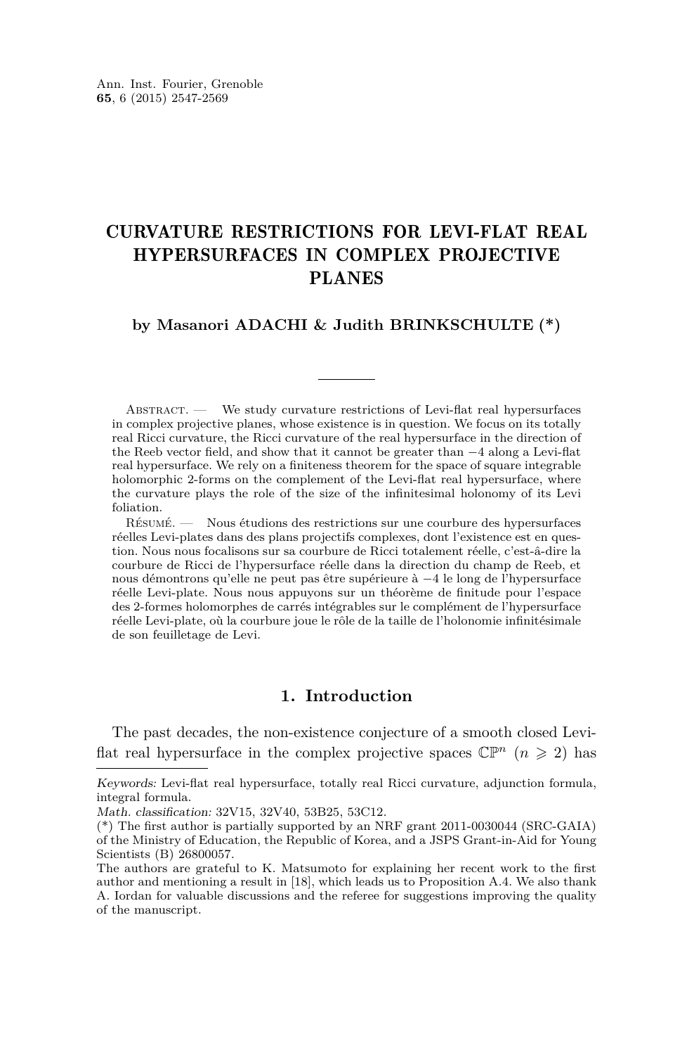# CURVATURE RESTRICTIONS FOR LEVI-FLAT REAL HYPERSURFACES IN COMPLEX PROJECTIVE PLANES

**by Masanori ADACHI & Judith BRINKSCHULTE (\*)**

Abstract. — We study curvature restrictions of Levi-flat real hypersurfaces in complex projective planes, whose existence is in question. We focus on its totally real Ricci curvature, the Ricci curvature of the real hypersurface in the direction of the Reeb vector field, and show that it cannot be greater than $-4$ along a Levi-flat real hypersurface. We rely on a finiteness theorem for the space of square integrable holomorphic 2-forms on the complement of the Levi-flat real hypersurface, where the curvature plays the role of the size of the infinitesimal holonomy of its Levi foliation.

Résumé. — Nous étudions des restrictions sur une courbure des hypersurfaces réelles Levi-plates dans des plans projectifs complexes, dont l'existence est en question. Nous nous focalisons sur sa courbure de Ricci totalement réelle, c'est-â-dire la courbure de Ricci de l'hypersurface réelle dans la direction du champ de Reeb, et nous démontrons qu'elle ne peut pas être supérieure à $-4$ le long de l'hypersurface réelle Levi-plate. Nous nous appuyons sur un théorème de finitude pour l'espace des 2-formes holomorphes de carrés intégrables sur le complément de l'hypersurface réelle Levi-plate, où la courbure joue le rôle de la taille de l'holonomie infinitésimale de son feuilletage de Levi.

## 1. Introduction

The past decades, the non-existence conjecture of a smooth closed Levi-flat real hypersurface in the complex projective spaces $\mathbb{CP}^n$ ($n \geqslant 2$) has

---

*Keywords:* Levi-flat real hypersurface, totally real Ricci curvature, adjunction formula, integral formula.

*Math. classification:* 32V15, 32V40, 53B25, 53C12.

(\*) The first author is partially supported by an NRF grant 2011-0030044 (SRC-GAIA) of the Ministry of Education, the Republic of Korea, and a JSPS Grant-in-Aid for Young Scientists (B) 26800057.

The authors are grateful to K. Matsumoto for explaining her recent work to the first author and mentioning a result in [18], which leads us to Proposition A.4. We also thank A. Iordan for valuable discussions and the referee for suggestions improving the quality of the manuscript.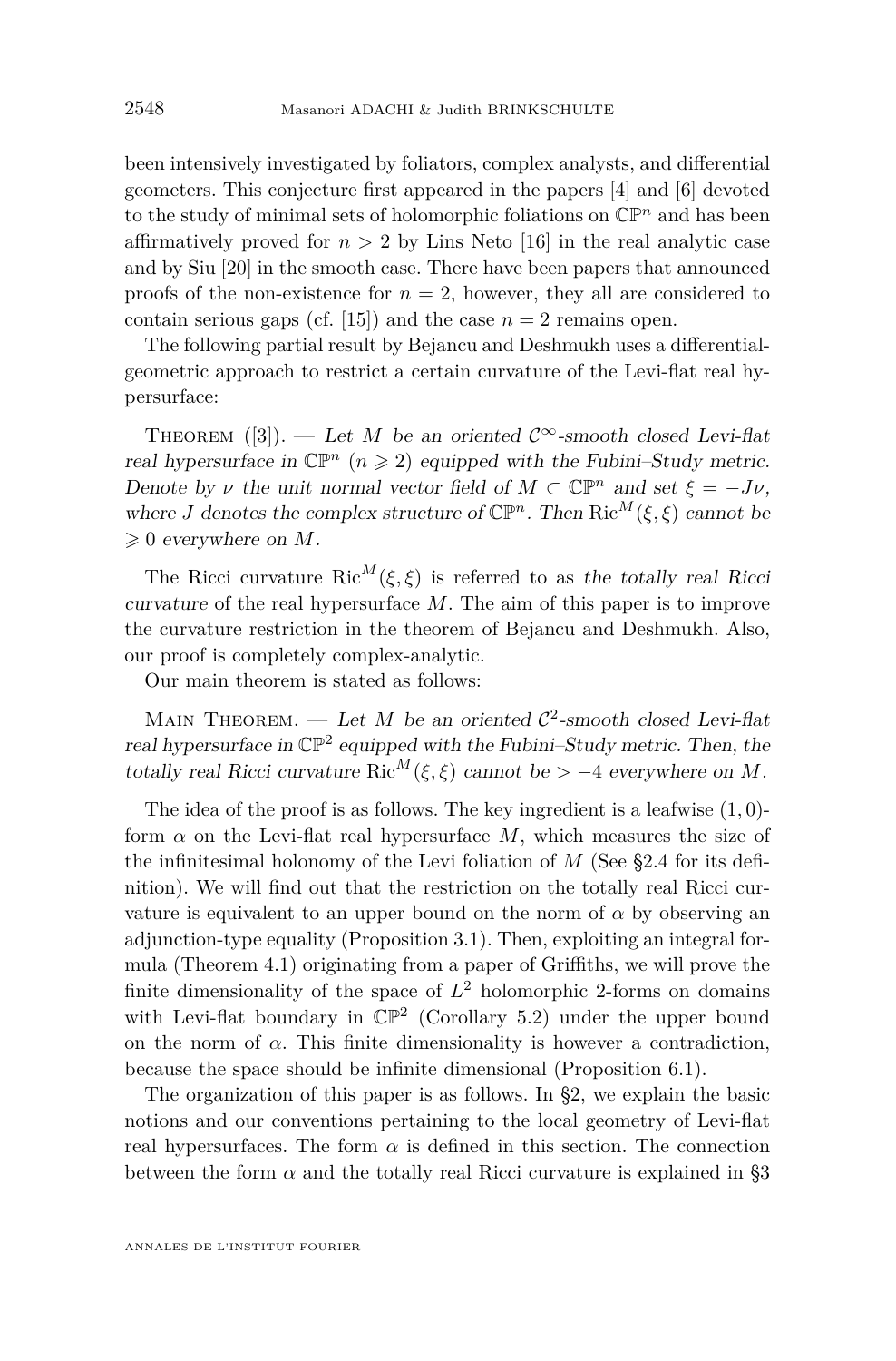been intensively investigated by foliators, complex analysts, and differential geometers. This conjecture first appeared in the papers [4] and [6] devoted to the study of minimal sets of holomorphic foliations on $\mathbb{CP}^n$ and has been affirmatively proved for $n > 2$ by Lins Neto [16] in the real analytic case and by Siu [20] in the smooth case. There have been papers that announced proofs of the non-existence for $n = 2$, however, they all are considered to contain serious gaps (cf. [15]) and the case $n = 2$ remains open.

The following partial result by Bejancu and Deshmukh uses a differential-geometric approach to restrict a certain curvature of the Levi-flat real hypersurface:

Theorem ([3]). — *Let $M$ be an oriented $\mathcal{C}^\infty$-smooth closed Levi-flat real hypersurface in $\mathbb{CP}^n$ ($n \geqslant 2$) equipped with the Fubini–Study metric. Denote by $\nu$ the unit normal vector field of $M \subset \mathbb{CP}^n$ and set $\xi = -J\nu$, where $J$ denotes the complex structure of $\mathbb{CP}^n$. Then $\mathrm{Ric}^M(\xi,\xi)$ cannot be $\geqslant 0$ everywhere on $M$.*

The Ricci curvature $\mathrm{Ric}^M(\xi,\xi)$ is referred to as *the totally real Ricci curvature* of the real hypersurface $M$. The aim of this paper is to improve the curvature restriction in the theorem of Bejancu and Deshmukh. Also, our proof is completely complex-analytic.

Our main theorem is stated as follows:

Main Theorem. — *Let $M$ be an oriented $\mathcal{C}^2$-smooth closed Levi-flat real hypersurface in $\mathbb{CP}^2$ equipped with the Fubini–Study metric. Then, the totally real Ricci curvature $\mathrm{Ric}^M(\xi,\xi)$ cannot be $> -4$ everywhere on $M$.*

The idea of the proof is as follows. The key ingredient is a leafwise $(1,0)$-form $\alpha$ on the Levi-flat real hypersurface $M$, which measures the size of the infinitesimal holonomy of the Levi foliation of $M$ (See §2.4 for its definition). We will find out that the restriction on the totally real Ricci curvature is equivalent to an upper bound on the norm of $\alpha$ by observing an adjunction-type equality (Proposition 3.1). Then, exploiting an integral formula (Theorem 4.1) originating from a paper of Griffiths, we will prove the finite dimensionality of the space of $L^2$ holomorphic 2-forms on domains with Levi-flat boundary in $\mathbb{CP}^2$ (Corollary 5.2) under the upper bound on the norm of $\alpha$. This finite dimensionality is however a contradiction, because the space should be infinite dimensional (Proposition 6.1).

The organization of this paper is as follows. In §2, we explain the basic notions and our conventions pertaining to the local geometry of Levi-flat real hypersurfaces. The form $\alpha$ is defined in this section. The connection between the form $\alpha$ and the totally real Ricci curvature is explained in §3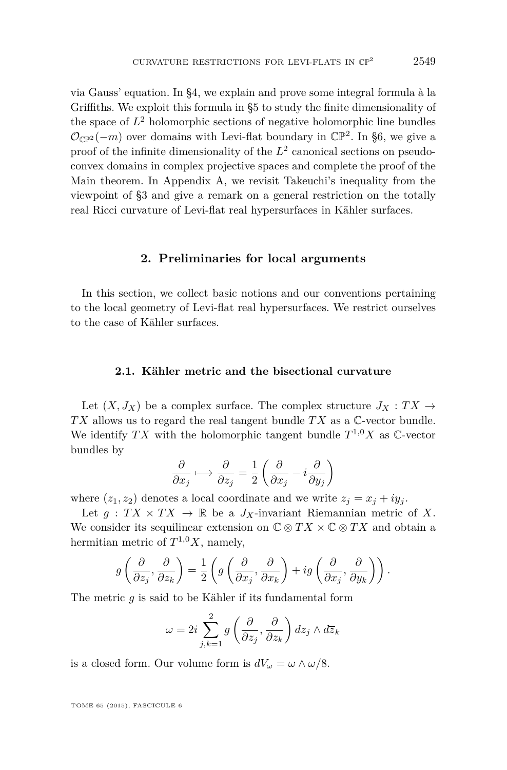via Gauss' equation. In §4, we explain and prove some integral formula à la Griffiths. We exploit this formula in §5 to study the finite dimensionality of the space of $L^2$ holomorphic sections of negative holomorphic line bundles $\mathcal{O}_{\mathbb{CP}^2}(-m)$ over domains with Levi-flat boundary in $\mathbb{CP}^2$. In §6, we give a proof of the infinite dimensionality of the $L^2$ canonical sections on pseudoconvex domains in complex projective spaces and complete the proof of the Main theorem. In Appendix A, we revisit Takeuchi's inequality from the viewpoint of §3 and give a remark on a general restriction on the totally real Ricci curvature of Levi-flat real hypersurfaces in Kähler surfaces.

## 2. Preliminaries for local arguments

In this section, we collect basic notions and our conventions pertaining to the local geometry of Levi-flat real hypersurfaces. We restrict ourselves to the case of Kähler surfaces.

### 2.1. Kähler metric and the bisectional curvature

Let $(X, J_X)$ be a complex surface. The complex structure $J_X : TX \to TX$ allows us to regard the real tangent bundle $TX$ as a $\mathbb{C}$-vector bundle. We identify $TX$ with the holomorphic tangent bundle $T^{1,0}X$ as $\mathbb{C}$-vector bundles by

$$\frac{\partial}{\partial x_j} \longmapsto \frac{\partial}{\partial z_j} = \frac{1}{2}\left(\frac{\partial}{\partial x_j} - i\frac{\partial}{\partial y_j}\right)$$

where $(z_1, z_2)$ denotes a local coordinate and we write $z_j = x_j + iy_j$.

Let $g : TX \times TX \to \mathbb{R}$ be a $J_X$-invariant Riemannian metric of $X$. We consider its sequilinear extension on $\mathbb{C} \otimes TX \times \mathbb{C} \otimes TX$ and obtain a hermitian metric of $T^{1,0}X$, namely,

$$g\left(\frac{\partial}{\partial z_j}, \frac{\partial}{\partial z_k}\right) = \frac{1}{2}\left(g\left(\frac{\partial}{\partial x_j}, \frac{\partial}{\partial x_k}\right) + ig\left(\frac{\partial}{\partial x_j}, \frac{\partial}{\partial y_k}\right)\right).$$

The metric $g$ is said to be Kähler if its fundamental form

$$\omega = 2i \sum_{j,k=1}^{2} g\left(\frac{\partial}{\partial z_j}, \frac{\partial}{\partial z_k}\right) dz_j \wedge d\overline{z}_k$$

is a closed form. Our volume form is $dV_\omega = \omega \wedge \omega/8$.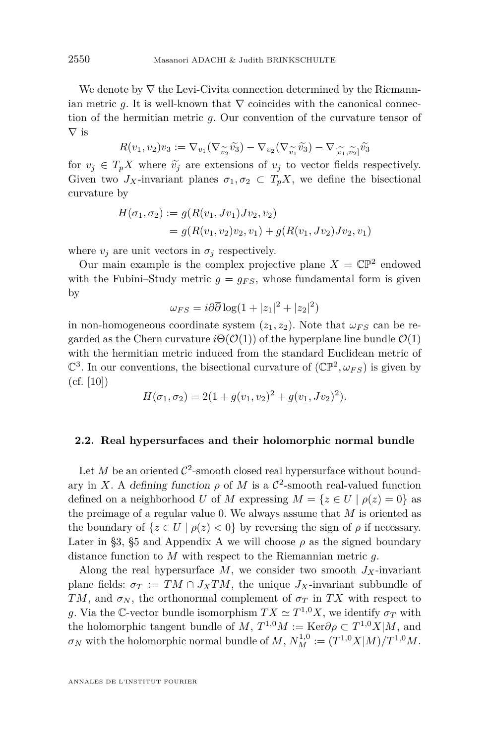We denote by $\nabla$ the Levi-Civita connection determined by the Riemannian metric $g$. It is well-known that $\nabla$ coincides with the canonical connection of the hermitian metric $g$. Our convention of the curvature tensor of $\nabla$ is

$$R(v_1, v_2)v_3 := \nabla_{v_1}(\nabla_{\widetilde{v_2}}\widetilde{v_3}) - \nabla_{v_2}(\nabla_{\widetilde{v_1}}\widetilde{v_3}) - \nabla_{[\widetilde{v_1},\widetilde{v_2}]}\widetilde{v_3}$$

for $v_j \in T_pX$ where $\widetilde{v_j}$ are extensions of $v_j$ to vector fields respectively. Given two $J_X$-invariant planes $\sigma_1, \sigma_2 \subset T_pX$, we define the bisectional curvature by

$$\begin{aligned} H(\sigma_1, \sigma_2) &:= g(R(v_1, Jv_1)Jv_2, v_2) \\ &= g(R(v_1, v_2)v_2, v_1) + g(R(v_1, Jv_2)Jv_2, v_1) \end{aligned}$$

where $v_j$ are unit vectors in $\sigma_j$ respectively.

Our main example is the complex projective plane $X = \mathbb{CP}^2$ endowed with the Fubini–Study metric $g = g_{FS}$, whose fundamental form is given by

$$\omega_{FS} = i\partial\overline{\partial}\log(1 + |z_1|^2 + |z_2|^2)$$

in non-homogeneous coordinate system $(z_1, z_2)$. Note that $\omega_{FS}$ can be regarded as the Chern curvature $i\Theta(\mathcal{O}(1))$ of the hyperplane line bundle $\mathcal{O}(1)$ with the hermitian metric induced from the standard Euclidean metric of $\mathbb{C}^3$. In our conventions, the bisectional curvature of $(\mathbb{CP}^2, \omega_{FS})$ is given by (cf. [10])

$$H(\sigma_1, \sigma_2) = 2(1 + g(v_1, v_2)^2 + g(v_1, Jv_2)^2).$$

### 2.2. Real hypersurfaces and their holomorphic normal bundle

Let $M$ be an oriented $\mathcal{C}^2$-smooth closed real hypersurface without boundary in $X$. A *defining function* $\rho$ of $M$ is a $\mathcal{C}^2$-smooth real-valued function defined on a neighborhood $U$ of $M$ expressing $M = \{z \in U \mid \rho(z) = 0\}$ as the preimage of a regular value 0. We always assume that $M$ is oriented as the boundary of $\{z \in U \mid \rho(z) < 0\}$ by reversing the sign of $\rho$ if necessary. Later in §3, §5 and Appendix A we will choose $\rho$ as the signed boundary distance function to $M$ with respect to the Riemannian metric $g$.

Along the real hypersurface $M$, we consider two smooth $J_X$-invariant plane fields: $\sigma_T := TM \cap J_X TM$, the unique $J_X$-invariant subbundle of $TM$, and $\sigma_N$, the orthonormal complement of $\sigma_T$ in $TX$ with respect to $g$. Via the $\mathbb{C}$-vector bundle isomorphism $TX \simeq T^{1,0}X$, we identify $\sigma_T$ with the holomorphic tangent bundle of $M$, $T^{1,0}M := \mathrm{Ker}\partial\rho \subset T^{1,0}X|M$, and $\sigma_N$ with the holomorphic normal bundle of $M$, $N^{1,0}_M := (T^{1,0}X|M)/T^{1,0}M$.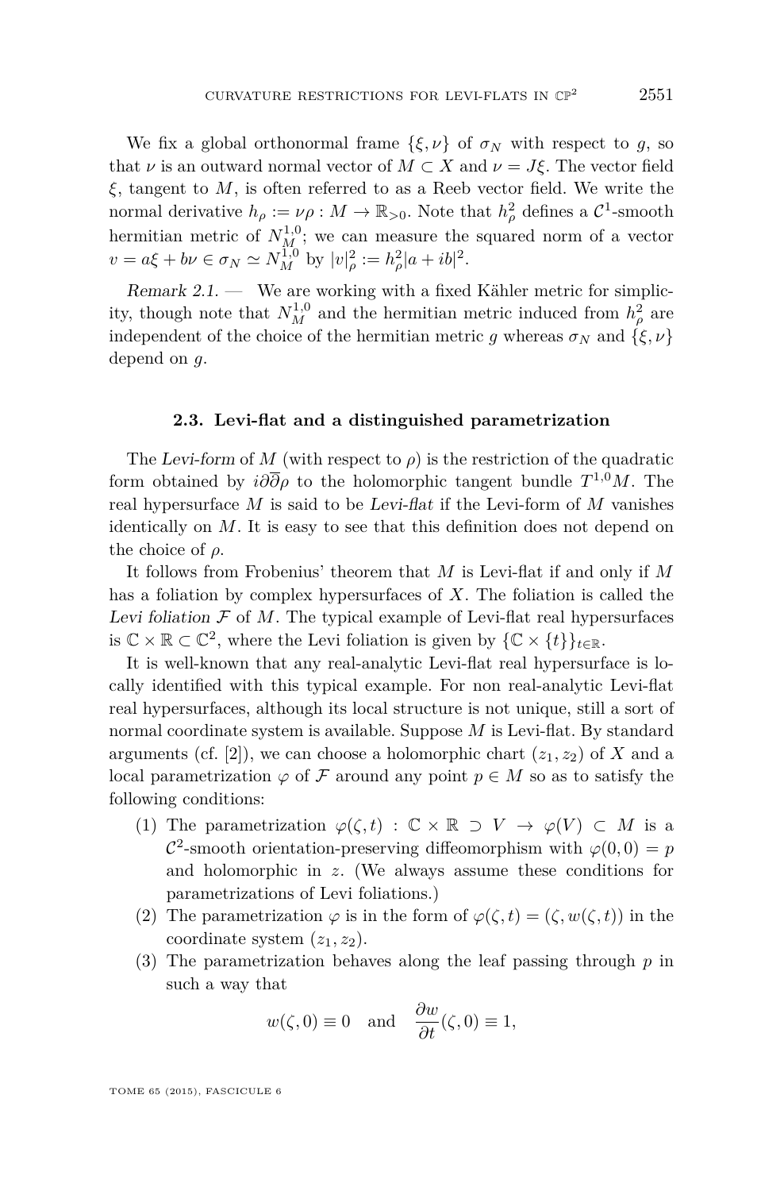We fix a global orthonormal frame $\{\xi, \nu\}$ of $\sigma_N$ with respect to $g$, so that $\nu$ is an outward normal vector of $M \subset X$ and $\nu = J\xi$. The vector field $\xi$, tangent to $M$, is often referred to as a Reeb vector field. We write the normal derivative $h_\rho := \nu\rho : M \to \mathbb{R}_{>0}$. Note that $h_\rho^2$ defines a $\mathcal{C}^1$-smooth hermitian metric of $N_M^{1,0}$; we can measure the squared norm of a vector $v = a\xi + b\nu \in \sigma_N \simeq N_M^{1,0}$ by $|v|_\rho^2 := h_\rho^2 |a + ib|^2$.

*Remark 2.1.* — We are working with a fixed Kähler metric for simplicity, though note that $N_M^{1,0}$ and the hermitian metric induced from $h_\rho^2$ are independent of the choice of the hermitian metric $g$ whereas $\sigma_N$ and $\{\xi, \nu\}$ depend on $g$.

### 2.3. Levi-flat and a distinguished parametrization

The *Levi-form* of $M$ (with respect to $\rho$) is the restriction of the quadratic form obtained by $i\partial\overline{\partial}\rho$ to the holomorphic tangent bundle $T^{1,0}M$. The real hypersurface $M$ is said to be *Levi-flat* if the Levi-form of $M$ vanishes identically on $M$. It is easy to see that this definition does not depend on the choice of $\rho$.

It follows from Frobenius' theorem that $M$ is Levi-flat if and only if $M$ has a foliation by complex hypersurfaces of $X$. The foliation is called the *Levi foliation* $\mathcal{F}$ of $M$. The typical example of Levi-flat real hypersurfaces is $\mathbb{C} \times \mathbb{R} \subset \mathbb{C}^2$, where the Levi foliation is given by $\{\mathbb{C} \times \{t\}\}_{t \in \mathbb{R}}$.

It is well-known that any real-analytic Levi-flat real hypersurface is locally identified with this typical example. For non real-analytic Levi-flat real hypersurfaces, although its local structure is not unique, still a sort of normal coordinate system is available. Suppose $M$ is Levi-flat. By standard arguments (cf. [2]), we can choose a holomorphic chart $(z_1, z_2)$ of $X$ and a local parametrization $\varphi$ of $\mathcal{F}$ around any point $p \in M$ so as to satisfy the following conditions:

1. The parametrization $\varphi(\zeta, t) : \mathbb{C} \times \mathbb{R} \supset V \to \varphi(V) \subset M$ is a $\mathcal{C}^2$-smooth orientation-preserving diffeomorphism with $\varphi(0, 0) = p$ and holomorphic in $z$. (We always assume these conditions for parametrizations of Levi foliations.)
2. The parametrization $\varphi$ is in the form of $\varphi(\zeta, t) = (\zeta, w(\zeta, t))$ in the coordinate system $(z_1, z_2)$.
3. The parametrization behaves along the leaf passing through $p$ in such a way that
$$w(\zeta, 0) \equiv 0 \quad \text{and} \quad \frac{\partial w}{\partial t}(\zeta, 0) \equiv 1,$$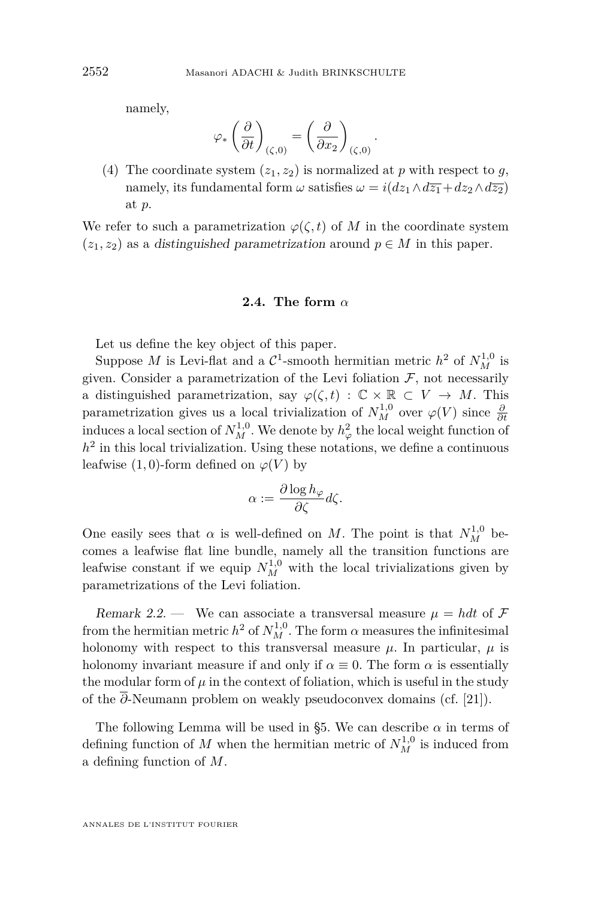namely,

$$\varphi_* \left( \frac{\partial}{\partial t} \right)_{(\zeta,0)} = \left( \frac{\partial}{\partial x_2} \right)_{(\zeta,0)}.$$

(4) The coordinate system $(z_1, z_2)$ is normalized at $p$ with respect to $g$, namely, its fundamental form $\omega$ satisfies $\omega = i(dz_1 \wedge d\overline{z_1} + dz_2 \wedge d\overline{z_2})$ at $p$.

We refer to such a parametrization $\varphi(\zeta, t)$ of $M$ in the coordinate system $(z_1, z_2)$ as a *distinguished parametrization* around $p \in M$ in this paper.

### 2.4. The form $\alpha$

Let us define the key object of this paper.

Suppose $M$ is Levi-flat and a $\mathcal{C}^1$-smooth hermitian metric $h^2$ of $N_M^{1,0}$ is given. Consider a parametrization of the Levi foliation $\mathcal{F}$, not necessarily a distinguished parametrization, say $\varphi(\zeta, t) : \mathbb{C} \times \mathbb{R} \subset V \to M$. This parametrization gives us a local trivialization of $N_M^{1,0}$ over $\varphi(V)$ since $\frac{\partial}{\partial t}$ induces a local section of $N_M^{1,0}$. We denote by $h_\varphi^2$ the local weight function of $h^2$ in this local trivialization. Using these notations, we define a continuous leafwise $(1,0)$-form defined on $\varphi(V)$ by

$$\alpha := \frac{\partial \log h_\varphi}{\partial \zeta} d\zeta.$$

One easily sees that $\alpha$ is well-defined on $M$. The point is that $N_M^{1,0}$ becomes a leafwise flat line bundle, namely all the transition functions are leafwise constant if we equip $N_M^{1,0}$ with the local trivializations given by parametrizations of the Levi foliation.

*Remark 2.2.* — We can associate a transversal measure $\mu = hdt$ of $\mathcal{F}$ from the hermitian metric $h^2$ of $N_M^{1,0}$. The form $\alpha$ measures the infinitesimal holonomy with respect to this transversal measure $\mu$. In particular, $\mu$ is holonomy invariant measure if and only if $\alpha \equiv 0$. The form $\alpha$ is essentially the modular form of $\mu$ in the context of foliation, which is useful in the study of the $\overline{\partial}$-Neumann problem on weakly pseudoconvex domains (cf. [21]).

The following Lemma will be used in §5. We can describe $\alpha$ in terms of defining function of $M$ when the hermitian metric of $N_M^{1,0}$ is induced from a defining function of $M$.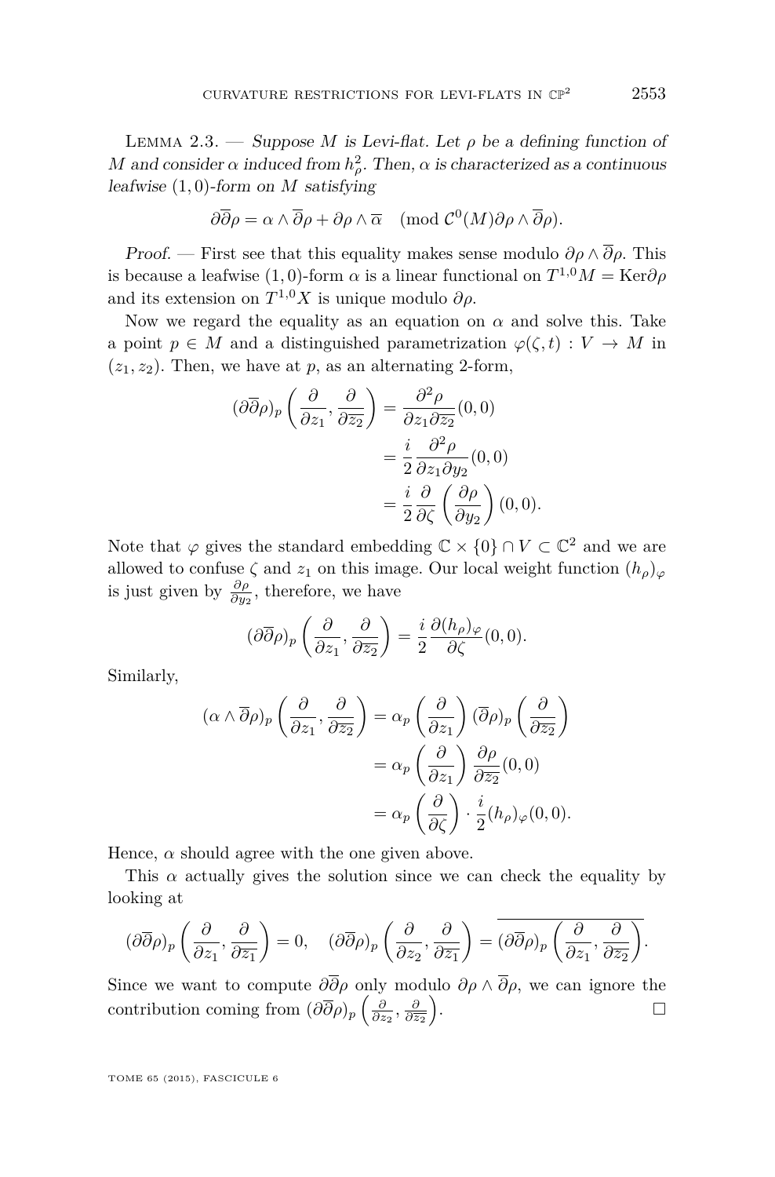Lemma 2.3. — *Suppose $M$ is Levi-flat. Let $\rho$ be a defining function of $M$ and consider $\alpha$ induced from $h_\rho^2$. Then, $\alpha$ is characterized as a continuous leafwise $(1,0)$-form on $M$ satisfying*

$$\partial\overline{\partial}\rho = \alpha \wedge \overline{\partial}\rho + \partial\rho \wedge \overline{\alpha} \quad (\mathrm{mod}\ \mathcal{C}^0(M)\partial\rho \wedge \overline{\partial}\rho).$$

*Proof.* — First see that this equality makes sense modulo $\partial\rho \wedge \overline{\partial}\rho$. This is because a leafwise $(1,0)$-form $\alpha$ is a linear functional on $T^{1,0}M = \mathrm{Ker}\partial\rho$ and its extension on $T^{1,0}X$ is unique modulo $\partial\rho$.

Now we regard the equality as an equation on $\alpha$ and solve this. Take a point $p \in M$ and a distinguished parametrization $\varphi(\zeta, t) : V \to M$ in $(z_1, z_2)$. Then, we have at $p$, as an alternating 2-form,

$$\begin{aligned}
(\partial\overline{\partial}\rho)_p \left(\frac{\partial}{\partial z_1}, \frac{\partial}{\partial \overline{z_2}}\right) &= \frac{\partial^2 \rho}{\partial z_1 \partial \overline{z_2}}(0,0) \\
&= \frac{i}{2}\frac{\partial^2 \rho}{\partial z_1 \partial y_2}(0,0) \\
&= \frac{i}{2}\frac{\partial}{\partial \zeta}\left(\frac{\partial \rho}{\partial y_2}\right)(0,0).
\end{aligned}$$

Note that $\varphi$ gives the standard embedding $\mathbb{C} \times \{0\} \cap V \subset \mathbb{C}^2$ and we are allowed to confuse $\zeta$ and $z_1$ on this image. Our local weight function $(h_\rho)_\varphi$ is just given by $\frac{\partial \rho}{\partial y_2}$, therefore, we have

$$(\partial\overline{\partial}\rho)_p \left(\frac{\partial}{\partial z_1}, \frac{\partial}{\partial \overline{z_2}}\right) = \frac{i}{2}\frac{\partial (h_\rho)_\varphi}{\partial \zeta}(0,0).$$

Similarly,

$$\begin{aligned}
(\alpha \wedge \overline{\partial}\rho)_p \left(\frac{\partial}{\partial z_1}, \frac{\partial}{\partial \overline{z_2}}\right) &= \alpha_p \left(\frac{\partial}{\partial z_1}\right)(\overline{\partial}\rho)_p\left(\frac{\partial}{\partial \overline{z_2}}\right) \\
&= \alpha_p \left(\frac{\partial}{\partial z_1}\right)\frac{\partial \rho}{\partial \overline{z_2}}(0,0) \\
&= \alpha_p \left(\frac{\partial}{\partial \zeta}\right)\cdot \frac{i}{2}(h_\rho)_\varphi(0,0).
\end{aligned}$$

Hence, $\alpha$ should agree with the one given above.

This $\alpha$ actually gives the solution since we can check the equality by looking at

$$(\partial\overline{\partial}\rho)_p \left(\frac{\partial}{\partial z_1}, \frac{\partial}{\partial \overline{z_1}}\right) = 0, \quad (\partial\overline{\partial}\rho)_p \left(\frac{\partial}{\partial z_2}, \frac{\partial}{\partial \overline{z_1}}\right) = \overline{(\partial\overline{\partial}\rho)_p \left(\frac{\partial}{\partial z_1}, \frac{\partial}{\partial \overline{z_2}}\right)}.$$

Since we want to compute $\partial\overline{\partial}\rho$ only modulo $\partial\rho \wedge \overline{\partial}\rho$, we can ignore the contribution coming from $(\partial\overline{\partial}\rho)_p\left(\frac{\partial}{\partial z_2}, \frac{\partial}{\partial \overline{z_2}}\right)$. □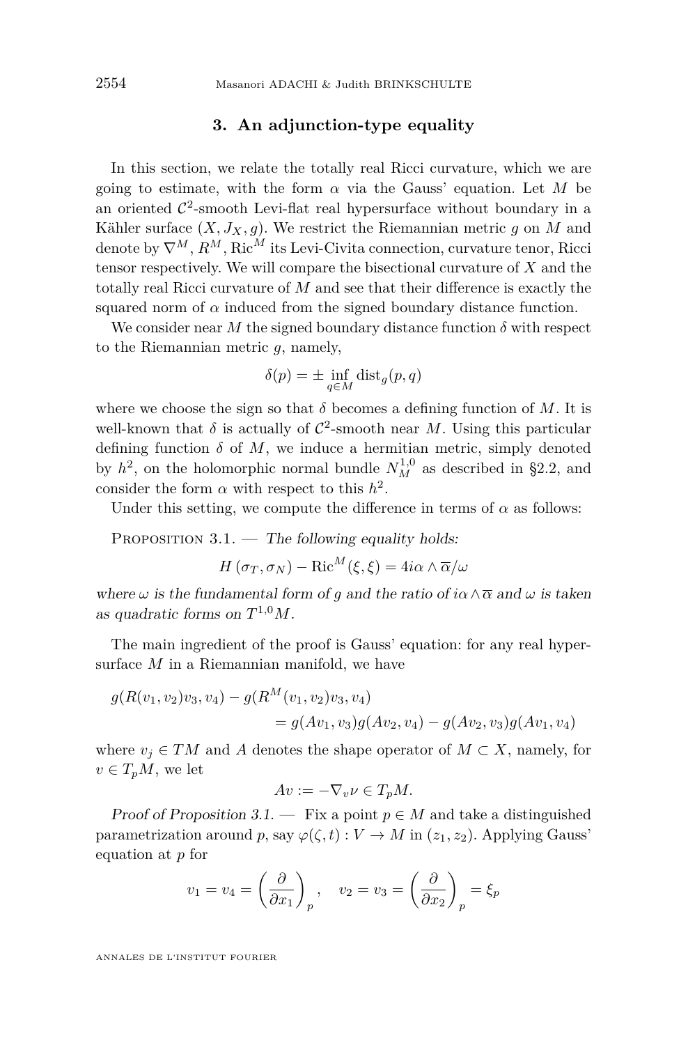## 3. An adjunction-type equality

In this section, we relate the totally real Ricci curvature, which we are going to estimate, with the form $\alpha$ via the Gauss' equation. Let $M$ be an oriented $\mathcal{C}^2$-smooth Levi-flat real hypersurface without boundary in a Kähler surface $(X, J_X, g)$. We restrict the Riemannian metric $g$ on $M$ and denote by $\nabla^M$, $R^M$, $\mathrm{Ric}^M$ its Levi-Civita connection, curvature tenor, Ricci tensor respectively. We will compare the bisectional curvature of $X$ and the totally real Ricci curvature of $M$ and see that their difference is exactly the squared norm of $\alpha$ induced from the signed boundary distance function.

We consider near $M$ the signed boundary distance function $\delta$ with respect to the Riemannian metric $g$, namely,

$$\delta(p) = \pm \inf_{q \in M} \mathrm{dist}_g(p, q)$$

where we choose the sign so that $\delta$ becomes a defining function of $M$. It is well-known that $\delta$ is actually of $\mathcal{C}^2$-smooth near $M$. Using this particular defining function $\delta$ of $M$, we induce a hermitian metric, simply denoted by $h^2$, on the holomorphic normal bundle $N_M^{1,0}$ as described in §2.2, and consider the form $\alpha$ with respect to this $h^2$.

Under this setting, we compute the difference in terms of $\alpha$ as follows:

Proposition 3.1. — *The following equality holds:*

$$H(\sigma_T, \sigma_N) - \mathrm{Ric}^M(\xi, \xi) = 4i\alpha \wedge \overline{\alpha}/\omega$$

*where $\omega$ is the fundamental form of $g$ and the ratio of $i\alpha \wedge \overline{\alpha}$ and $\omega$ is taken as quadratic forms on $T^{1,0}M$.*

The main ingredient of the proof is Gauss' equation: for any real hypersurface $M$ in a Riemannian manifold, we have

$$\begin{aligned} g(R(v_1, v_2)v_3, v_4) &- g(R^M(v_1, v_2)v_3, v_4) \\ &= g(Av_1, v_3)g(Av_2, v_4) - g(Av_2, v_3)g(Av_1, v_4) \end{aligned}$$

where $v_j \in TM$ and $A$ denotes the shape operator of $M \subset X$, namely, for $v \in T_pM$, we let

$$Av := -\nabla_v \nu \in T_pM.$$

*Proof of Proposition 3.1.* — Fix a point $p \in M$ and take a distinguished parametrization around $p$, say $\varphi(\zeta, t) : V \to M$ in $(z_1, z_2)$. Applying Gauss' equation at $p$ for

$$v_1 = v_4 = \left(\frac{\partial}{\partial x_1}\right)_p, \quad v_2 = v_3 = \left(\frac{\partial}{\partial x_2}\right)_p = \xi_p$$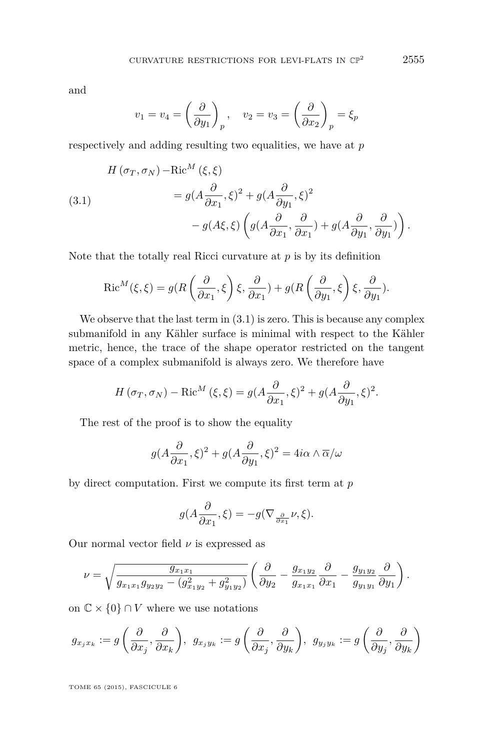and

$$v_1 = v_4 = \left(\frac{\partial}{\partial y_1}\right)_p, \quad v_2 = v_3 = \left(\frac{\partial}{\partial x_2}\right)_p = \xi_p$$

respectively and adding resulting two equalities, we have at $p$

$$\begin{aligned} H(\sigma_T, \sigma_N) - &\mathrm{Ric}^M(\xi, \xi) \\ &= g(A\frac{\partial}{\partial x_1}, \xi)^2 + g(A\frac{\partial}{\partial y_1}, \xi)^2 \\ &\quad - g(A\xi, \xi)\left(g(A\frac{\partial}{\partial x_1}, \frac{\partial}{\partial x_1}) + g(A\frac{\partial}{\partial y_1}, \frac{\partial}{\partial y_1})\right). \end{aligned} \tag{3.1}$$

Note that the totally real Ricci curvature at $p$ is by its definition

$$\mathrm{Ric}^M(\xi, \xi) = g(R\left(\frac{\partial}{\partial x_1}, \xi\right)\xi, \frac{\partial}{\partial x_1}) + g(R\left(\frac{\partial}{\partial y_1}, \xi\right)\xi, \frac{\partial}{\partial y_1}).$$

We observe that the last term in (3.1) is zero. This is because any complex submanifold in any Kähler surface is minimal with respect to the Kähler metric, hence, the trace of the shape operator restricted on the tangent space of a complex submanifold is always zero. We therefore have

$$H(\sigma_T, \sigma_N) - \mathrm{Ric}^M(\xi, \xi) = g(A\frac{\partial}{\partial x_1}, \xi)^2 + g(A\frac{\partial}{\partial y_1}, \xi)^2.$$

The rest of the proof is to show the equality

$$g(A\frac{\partial}{\partial x_1}, \xi)^2 + g(A\frac{\partial}{\partial y_1}, \xi)^2 = 4i\alpha \wedge \overline{\alpha}/\omega$$

by direct computation. First we compute its first term at $p$

$$g(A\frac{\partial}{\partial x_1}, \xi) = -g(\nabla_{\frac{\partial}{\partial x_1}}\nu, \xi).$$

Our normal vector field $\nu$ is expressed as

$$\nu = \sqrt{\frac{g_{x_1x_1}}{g_{x_1x_1}g_{y_2y_2} - (g_{x_1y_2}^2 + g_{y_1y_2}^2)}}\left(\frac{\partial}{\partial y_2} - \frac{g_{x_1y_2}}{g_{x_1x_1}}\frac{\partial}{\partial x_1} - \frac{g_{y_1y_2}}{g_{y_1y_1}}\frac{\partial}{\partial y_1}\right).$$

on $\mathbb{C} \times \{0\} \cap V$ where we use notations

$$g_{x_jx_k} := g\left(\frac{\partial}{\partial x_j}, \frac{\partial}{\partial x_k}\right), \;\; g_{x_jy_k} := g\left(\frac{\partial}{\partial x_j}, \frac{\partial}{\partial y_k}\right), \;\; g_{y_jy_k} := g\left(\frac{\partial}{\partial y_j}, \frac{\partial}{\partial y_k}\right)$$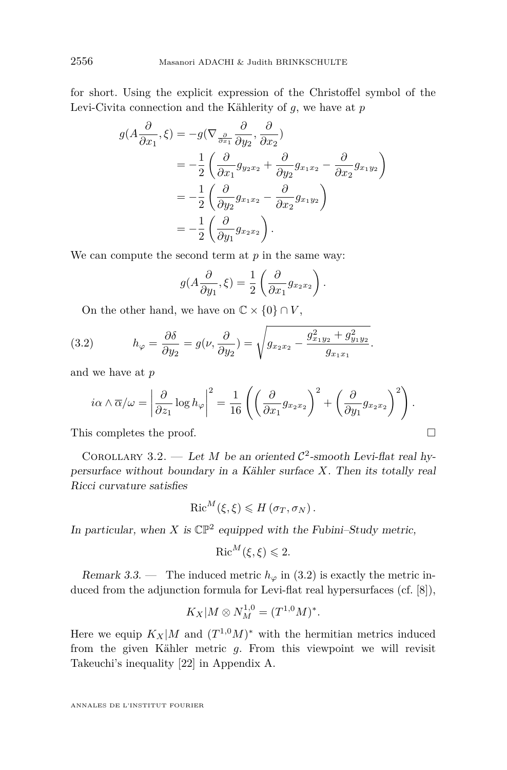for short. Using the explicit expression of the Christoffel symbol of the Levi-Civita connection and the Kählerity of $g$, we have at $p$

$$
\begin{aligned}
g(A\frac{\partial}{\partial x_1},\xi) &= -g(\nabla_{\frac{\partial}{\partial x_1}}\frac{\partial}{\partial y_2},\frac{\partial}{\partial x_2}) \\
&= -\frac{1}{2}\left(\frac{\partial}{\partial x_1}g_{y_2x_2}+\frac{\partial}{\partial y_2}g_{x_1x_2}-\frac{\partial}{\partial x_2}g_{x_1y_2}\right) \\
&= -\frac{1}{2}\left(\frac{\partial}{\partial y_2}g_{x_1x_2}-\frac{\partial}{\partial x_2}g_{x_1y_2}\right) \\
&= -\frac{1}{2}\left(\frac{\partial}{\partial y_1}g_{x_2x_2}\right).
\end{aligned}
$$

We can compute the second term at $p$ in the same way:

$$
g(A\frac{\partial}{\partial y_1},\xi) = \frac{1}{2}\left(\frac{\partial}{\partial x_1}g_{x_2x_2}\right).
$$

On the other hand, we have on $\mathbb{C}\times\{0\}\cap V$,

$$
h_\varphi = \frac{\partial\delta}{\partial y_2} = g(\nu,\frac{\partial}{\partial y_2}) = \sqrt{g_{x_2x_2}-\frac{g_{x_1y_2}^2+g_{y_1y_2}^2}{g_{x_1x_1}}}. \tag{3.2}
$$

and we have at $p$

$$
i\alpha\wedge\overline{\alpha}/\omega = \left|\frac{\partial}{\partial z_1}\log h_\varphi\right|^2 = \frac{1}{16}\left(\left(\frac{\partial}{\partial x_1}g_{x_2x_2}\right)^2+\left(\frac{\partial}{\partial y_1}g_{x_2x_2}\right)^2\right).
$$

This completes the proof. □

Corollary 3.2. — *Let $M$ be an oriented $\mathcal{C}^2$-smooth Levi-flat real hypersurface without boundary in a Kähler surface $X$. Then its totally real Ricci curvature satisfies*

$$
\mathrm{Ric}^M(\xi,\xi) \leqslant H\left(\sigma_T,\sigma_N\right).
$$

*In particular, when $X$ is $\mathbb{CP}^2$ equipped with the Fubini–Study metric,*

$$
\mathrm{Ric}^M(\xi,\xi) \leqslant 2.
$$

*Remark 3.3.* — The induced metric $h_\varphi$ in (3.2) is exactly the metric induced from the adjunction formula for Levi-flat real hypersurfaces (cf. [8]),

$$
K_X|M\otimes N_M^{1,0} = (T^{1,0}M)^*.
$$

Here we equip $K_X|M$ and $(T^{1,0}M)^*$ with the hermitian metrics induced from the given Kähler metric $g$. From this viewpoint we will revisit Takeuchi's inequality [22] in Appendix A.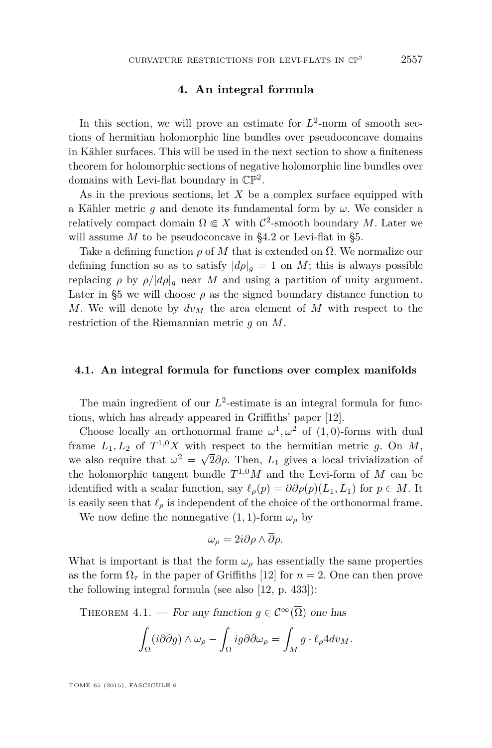## 4. An integral formula

In this section, we will prove an estimate for $L^2$-norm of smooth sections of hermitian holomorphic line bundles over pseudoconcave domains in Kähler surfaces. This will be used in the next section to show a finiteness theorem for holomorphic sections of negative holomorphic line bundles over domains with Levi-flat boundary in $\mathbb{CP}^2$.

As in the previous sections, let $X$ be a complex surface equipped with a Kähler metric $g$ and denote its fundamental form by $\omega$. We consider a relatively compact domain $\Omega \Subset X$ with $\mathcal{C}^2$-smooth boundary $M$. Later we will assume $M$ to be pseudoconcave in §4.2 or Levi-flat in §5.

Take a defining function $\rho$ of $M$ that is extended on $\overline{\Omega}$. We normalize our defining function so as to satisfy $|d\rho|_g = 1$ on $M$; this is always possible replacing $\rho$ by $\rho/|d\rho|_g$ near $M$ and using a partition of unity argument. Later in §5 we will choose $\rho$ as the signed boundary distance function to $M$. We will denote by $dv_M$ the area element of $M$ with respect to the restriction of the Riemannian metric $g$ on $M$.

### 4.1. An integral formula for functions over complex manifolds

The main ingredient of our $L^2$-estimate is an integral formula for functions, which has already appeared in Griffiths' paper [12].

Choose locally an orthonormal frame $\omega^1, \omega^2$ of $(1,0)$-forms with dual frame $L_1, L_2$ of $T^{1,0}X$ with respect to the hermitian metric $g$. On $M$, we also require that $\omega^2 = \sqrt{2}\partial\rho$. Then, $L_1$ gives a local trivialization of the holomorphic tangent bundle $T^{1,0}M$ and the Levi-form of $M$ can be identified with a scalar function, say $\ell_\rho(p) = \partial\overline{\partial}\rho(p)(L_1, \overline{L}_1)$ for $p \in M$. It is easily seen that $\ell_\rho$ is independent of the choice of the orthonormal frame.

We now define the nonnegative $(1,1)$-form $\omega_\rho$ by

$$\omega_\rho = 2i\partial\rho \wedge \overline{\partial}\rho.$$

What is important is that the form $\omega_\rho$ has essentially the same properties as the form $\Omega_\tau$ in the paper of Griffiths [12] for $n = 2$. One can then prove the following integral formula (see also [12, p. 433]):

Theorem 4.1. — *For any function $g \in \mathcal{C}^\infty(\overline{\Omega})$ one has*

$$\int_\Omega (i\partial\overline{\partial}g) \wedge \omega_\rho - \int_\Omega ig\partial\overline{\partial}\omega_\rho = \int_M g \cdot \ell_\rho 4dv_M.$$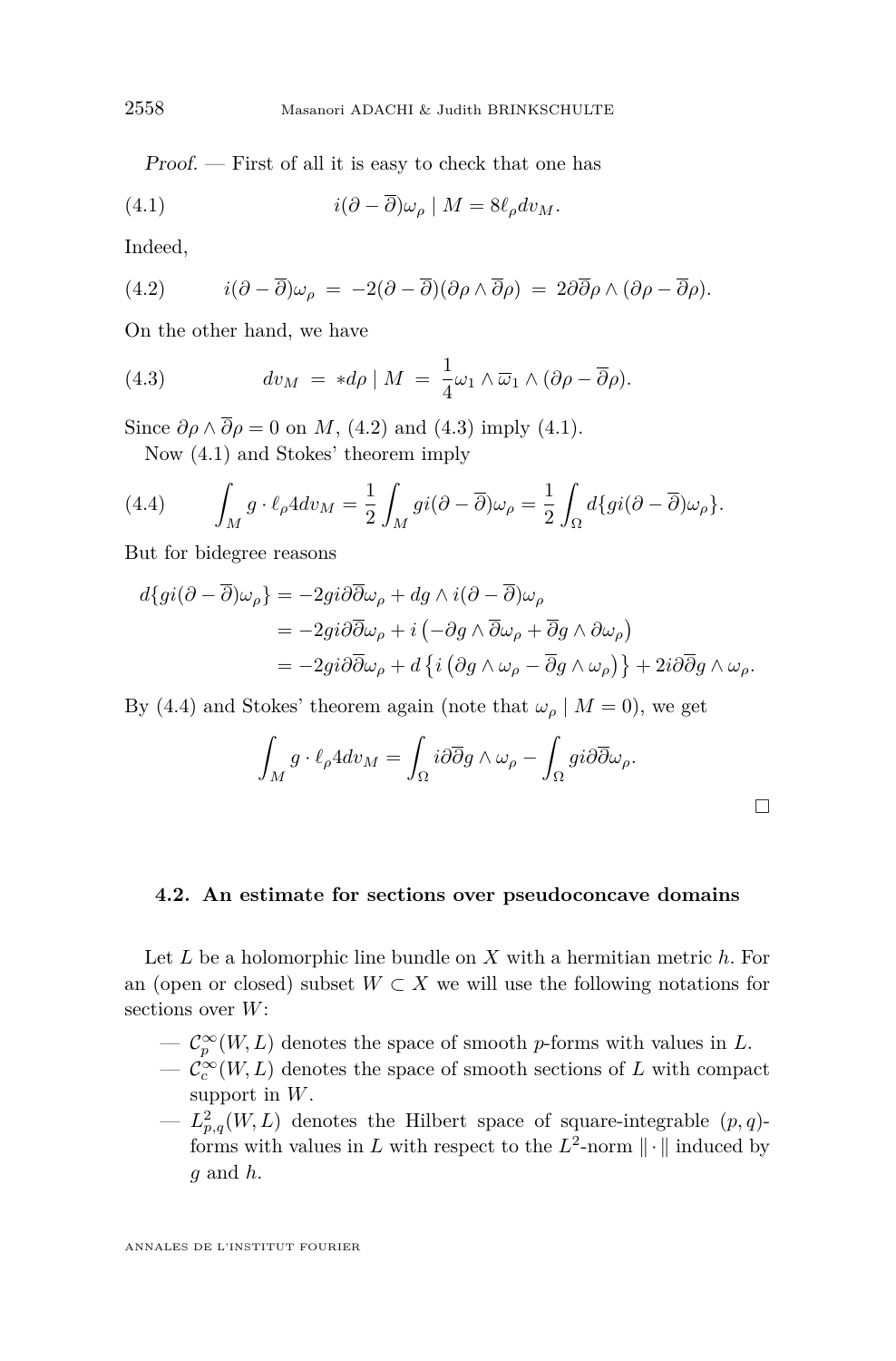*Proof.* — First of all it is easy to check that one has

$$i(\partial - \overline{\partial})\omega_\rho \mid M = 8\ell_\rho dv_M. \tag{4.1}$$

Indeed,

$$i(\partial - \overline{\partial})\omega_\rho \;=\; -2(\partial - \overline{\partial})(\partial\rho \wedge \overline{\partial}\rho) \;=\; 2\partial\overline{\partial}\rho \wedge (\partial\rho - \overline{\partial}\rho). \tag{4.2}$$

On the other hand, we have

$$dv_M \;=\; *d\rho \mid M \;=\; \frac{1}{4}\omega_1 \wedge \overline{\omega}_1 \wedge (\partial\rho - \overline{\partial}\rho). \tag{4.3}$$

Since $\partial\rho \wedge \overline{\partial}\rho = 0$ on $M$, (4.2) and (4.3) imply (4.1).

Now (4.1) and Stokes' theorem imply

$$\int_M g \cdot \ell_\rho 4dv_M = \frac{1}{2}\int_M gi(\partial - \overline{\partial})\omega_\rho = \frac{1}{2}\int_\Omega d\{gi(\partial - \overline{\partial})\omega_\rho\}. \tag{4.4}$$

But for bidegree reasons

$$\begin{aligned}
d\{gi(\partial - \overline{\partial})\omega_\rho\} &= -2gi\partial\overline{\partial}\omega_\rho + dg \wedge i(\partial - \overline{\partial})\omega_\rho \\
&= -2gi\partial\overline{\partial}\omega_\rho + i\left(-\partial g \wedge \overline{\partial}\omega_\rho + \overline{\partial} g \wedge \partial\omega_\rho\right) \\
&= -2gi\partial\overline{\partial}\omega_\rho + d\left\{i\left(\partial g \wedge \omega_\rho - \overline{\partial} g \wedge \omega_\rho\right)\right\} + 2i\partial\overline{\partial} g \wedge \omega_\rho.
\end{aligned}$$

By (4.4) and Stokes' theorem again (note that $\omega_\rho \mid M = 0$), we get

$$\int_M g \cdot \ell_\rho 4dv_M = \int_\Omega i\partial\overline{\partial} g \wedge \omega_\rho - \int_\Omega gi\partial\overline{\partial}\omega_\rho.$$

□

### 4.2. An estimate for sections over pseudoconcave domains

Let $L$ be a holomorphic line bundle on $X$ with a hermitian metric $h$. For an (open or closed) subset $W \subset X$ we will use the following notations for sections over $W$:

- $\mathcal{C}^\infty_p(W, L)$ denotes the space of smooth $p$-forms with values in $L$.
- $\mathcal{C}^\infty_c(W, L)$ denotes the space of smooth sections of $L$ with compact support in $W$.
- $L^2_{p,q}(W, L)$ denotes the Hilbert space of square-integrable $(p,q)$-forms with values in $L$ with respect to the $L^2$-norm $\|\cdot\|$ induced by $g$ and $h$.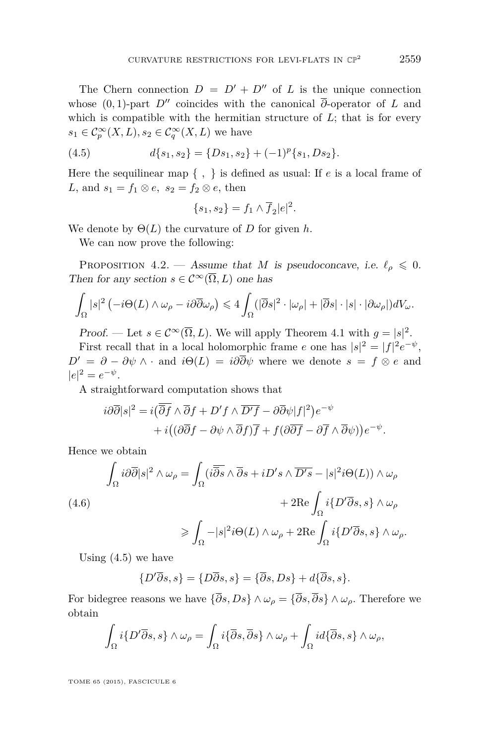The Chern connection $D = D' + D''$ of $L$ is the unique connection whose $(0,1)$-part $D''$ coincides with the canonical $\overline{\partial}$-operator of $L$ and which is compatible with the hermitian structure of $L$; that is for every $s_1 \in \mathcal{C}^\infty_p(X, L), s_2 \in \mathcal{C}^\infty_q(X, L)$ we have

$$d\{s_1, s_2\} = \{Ds_1, s_2\} + (-1)^p \{s_1, Ds_2\}. \tag{4.5}$$

Here the sequilinear map $\{\ ,\ \}$ is defined as usual: If $e$ is a local frame of $L$, and $s_1 = f_1 \otimes e,\ s_2 = f_2 \otimes e$, then

$$\{s_1, s_2\} = f_1 \wedge \overline{f}_2 |e|^2.$$

We denote by $\Theta(L)$ the curvature of $D$ for given $h$.

We can now prove the following:

Proposition 4.2. — *Assume that $M$ is pseudoconcave, i.e. $\ell_\rho \leqslant 0$. Then for any section $s \in \mathcal{C}^\infty(\overline{\Omega}, L)$ one has*

$$\int_\Omega |s|^2 \left(-i\Theta(L) \wedge \omega_\rho - i\partial\overline{\partial}\omega_\rho\right) \leqslant 4 \int_\Omega (|\overline{\partial}s|^2 \cdot |\omega_\rho| + |\overline{\partial}s| \cdot |s| \cdot |\partial\omega_\rho|) dV_\omega.$$

*Proof.* — Let $s \in \mathcal{C}^\infty(\overline{\Omega}, L)$. We will apply Theorem 4.1 with $g = |s|^2$.

First recall that in a local holomorphic frame $e$ one has $|s|^2 = |f|^2 e^{-\psi}$, $D' = \partial - \partial\psi \wedge \cdot$ and $i\Theta(L) = i\partial\overline{\partial}\psi$ where we denote $s = f \otimes e$ and $|e|^2 = e^{-\psi}$.

A straightforward computation shows that

$$\begin{aligned} i\partial\overline{\partial}|s|^2 = &\, i\big(\overline{\overline{\partial}f} \wedge \overline{\partial}f + D'f \wedge \overline{D'f} - \partial\overline{\partial}\psi|f|^2\big)e^{-\psi} \\ &+ i\big((\partial\overline{\partial}f - \partial\psi \wedge \overline{\partial}f)\overline{f} + f(\partial\overline{\overline{\partial}f} - \partial\overline{f} \wedge \overline{\partial}\psi)\big)e^{-\psi}. \end{aligned}$$

Hence we obtain

$$\begin{aligned} \int_\Omega i\partial\overline{\partial}|s|^2 \wedge \omega_\rho &= \int_\Omega (i\overline{\overline{\partial}s} \wedge \overline{\partial}s + iD's \wedge \overline{D's} - |s|^2 i\Theta(L)) \wedge \omega_\rho \\ &\qquad + 2\mathrm{Re} \int_\Omega i\{D'\overline{\partial}s, s\} \wedge \omega_\rho \\ &\geqslant \int_\Omega -|s|^2 i\Theta(L) \wedge \omega_\rho + 2\mathrm{Re} \int_\Omega i\{D'\overline{\partial}s, s\} \wedge \omega_\rho. \end{aligned} \tag{4.6}$$

Using (4.5) we have

$$\{D'\overline{\partial}s, s\} = \{D\overline{\partial}s, s\} = \{\overline{\partial}s, Ds\} + d\{\overline{\partial}s, s\}.$$

For bidegree reasons we have $\{\overline{\partial}s, Ds\} \wedge \omega_\rho = \{\overline{\partial}s, \overline{\partial}s\} \wedge \omega_\rho$. Therefore we obtain

$$\int_\Omega i\{D'\overline{\partial}s, s\} \wedge \omega_\rho = \int_\Omega i\{\overline{\partial}s, \overline{\partial}s\} \wedge \omega_\rho + \int_\Omega id\{\overline{\partial}s, s\} \wedge \omega_\rho,$$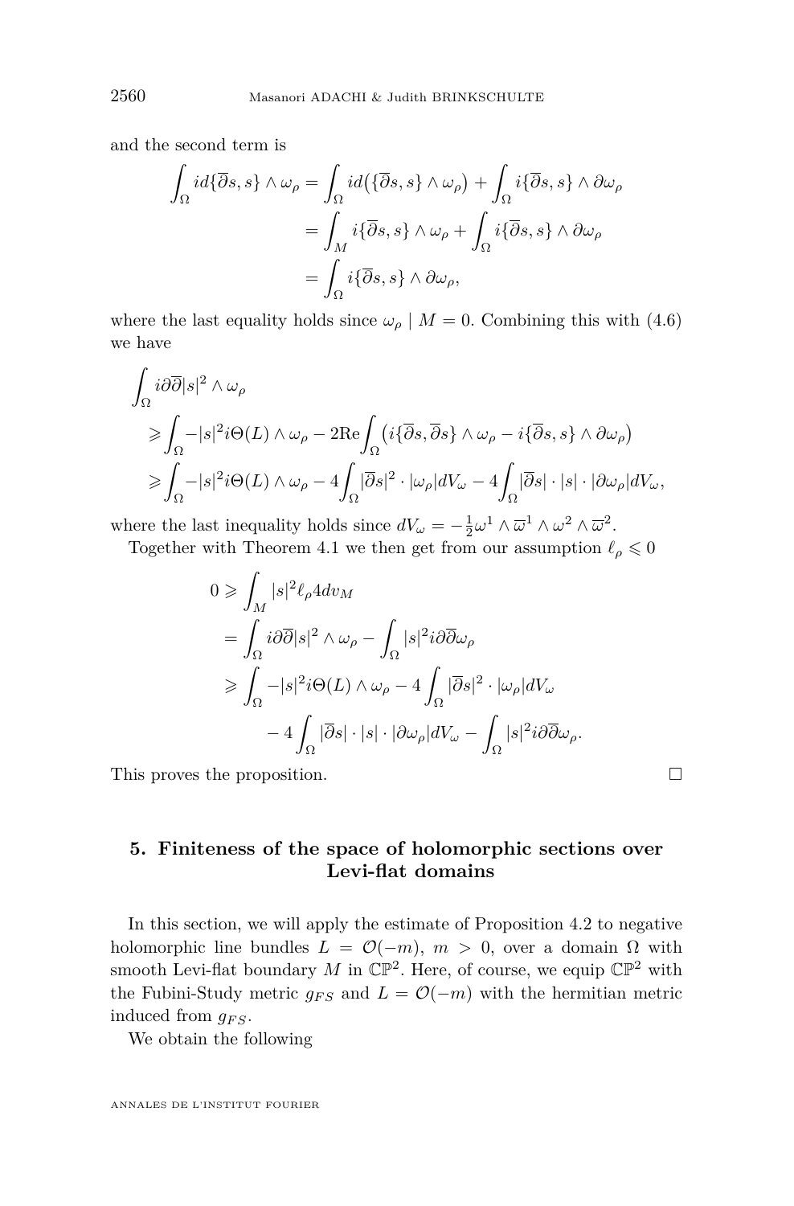and the second term is

$$\begin{aligned}
\int_\Omega id\{\overline{\partial}s, s\} \wedge \omega_\rho &= \int_\Omega id\big(\{\overline{\partial}s, s\} \wedge \omega_\rho\big) + \int_\Omega i\{\overline{\partial}s, s\} \wedge \partial\omega_\rho \\
&= \int_M i\{\overline{\partial}s, s\} \wedge \omega_\rho + \int_\Omega i\{\overline{\partial}s, s\} \wedge \partial\omega_\rho \\
&= \int_\Omega i\{\overline{\partial}s, s\} \wedge \partial\omega_\rho,
\end{aligned}$$

where the last equality holds since $\omega_\rho \mid M = 0$. Combining this with (4.6) we have

$$\begin{aligned}
&\int_\Omega i\partial\overline{\partial}|s|^2 \wedge \omega_\rho \\
&\quad \geqslant \int_\Omega -|s|^2 i\Theta(L) \wedge \omega_\rho - 2\mathrm{Re}\int_\Omega \big(i\{\overline{\partial}s, \overline{\partial}s\} \wedge \omega_\rho - i\{\overline{\partial}s, s\} \wedge \partial\omega_\rho\big) \\
&\quad \geqslant \int_\Omega -|s|^2 i\Theta(L) \wedge \omega_\rho - 4\int_\Omega |\overline{\partial}s|^2 \cdot |\omega_\rho| dV_\omega - 4\int_\Omega |\overline{\partial}s| \cdot |s| \cdot |\partial\omega_\rho| dV_\omega,
\end{aligned}$$

where the last inequality holds since $dV_\omega = -\frac{1}{2}\omega^1 \wedge \overline{\omega}^1 \wedge \omega^2 \wedge \overline{\omega}^2$.

Together with Theorem 4.1 we then get from our assumption $\ell_\rho \leqslant 0$

$$\begin{aligned}
0 &\geqslant \int_M |s|^2 \ell_\rho 4 dv_M \\
&= \int_\Omega i\partial\overline{\partial}|s|^2 \wedge \omega_\rho - \int_\Omega |s|^2 i\partial\overline{\partial}\omega_\rho \\
&\geqslant \int_\Omega -|s|^2 i\Theta(L) \wedge \omega_\rho - 4\int_\Omega |\overline{\partial}s|^2 \cdot |\omega_\rho| dV_\omega \\
&\qquad - 4\int_\Omega |\overline{\partial}s| \cdot |s| \cdot |\partial\omega_\rho| dV_\omega - \int_\Omega |s|^2 i\partial\overline{\partial}\omega_\rho.
\end{aligned}$$

This proves the proposition. $\square$

## 5. Finiteness of the space of holomorphic sections over Levi-flat domains

In this section, we will apply the estimate of Proposition 4.2 to negative holomorphic line bundles $L = \mathcal{O}(-m)$, $m > 0$, over a domain $\Omega$ with smooth Levi-flat boundary $M$ in $\mathbb{CP}^2$. Here, of course, we equip $\mathbb{CP}^2$ with the Fubini-Study metric $g_{FS}$ and $L = \mathcal{O}(-m)$ with the hermitian metric induced from $g_{FS}$.

We obtain the following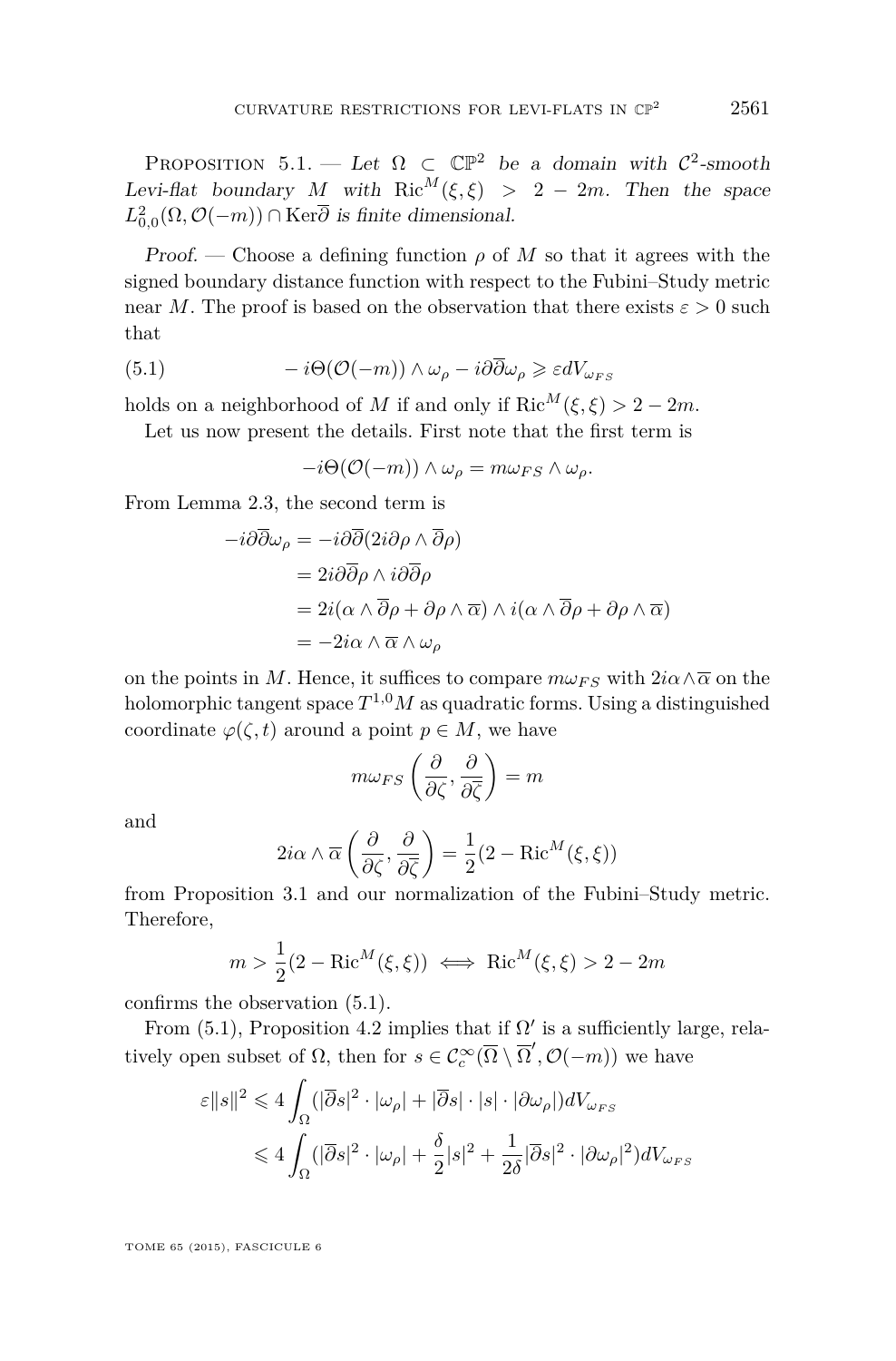Proposition 5.1. — *Let $\Omega \subset \mathbb{CP}^2$ be a domain with $\mathcal{C}^2$-smooth Levi-flat boundary $M$ with $\mathrm{Ric}^M(\xi,\xi) > 2-2m$. Then the space $L^2_{0,0}(\Omega, \mathcal{O}(-m)) \cap \mathrm{Ker}\overline{\partial}$ is finite dimensional.*

*Proof.* — Choose a defining function $\rho$ of $M$ so that it agrees with the signed boundary distance function with respect to the Fubini–Study metric near $M$. The proof is based on the observation that there exists $\varepsilon > 0$ such that

$$-i\Theta(\mathcal{O}(-m)) \wedge \omega_\rho - i\partial\overline{\partial}\omega_\rho \geqslant \varepsilon dV_{\omega_{FS}} \tag{5.1}$$

holds on a neighborhood of $M$ if and only if $\mathrm{Ric}^M(\xi,\xi) > 2-2m$.

Let us now present the details. First note that the first term is

$$-i\Theta(\mathcal{O}(-m)) \wedge \omega_\rho = m\omega_{FS} \wedge \omega_\rho.$$

From Lemma 2.3, the second term is

$$\begin{aligned}
-i\partial\overline{\partial}\omega_\rho &= -i\partial\overline{\partial}(2i\partial\rho \wedge \overline{\partial}\rho) \\
&= 2i\partial\overline{\partial}\rho \wedge i\partial\overline{\partial}\rho \\
&= 2i(\alpha \wedge \overline{\partial}\rho + \partial\rho \wedge \overline{\alpha}) \wedge i(\alpha \wedge \overline{\partial}\rho + \partial\rho \wedge \overline{\alpha}) \\
&= -2i\alpha \wedge \overline{\alpha} \wedge \omega_\rho
\end{aligned}$$

on the points in $M$. Hence, it suffices to compare $m\omega_{FS}$ with $2i\alpha\wedge\overline{\alpha}$ on the holomorphic tangent space $T^{1,0}M$ as quadratic forms. Using a distinguished coordinate $\varphi(\zeta,t)$ around a point $p \in M$, we have

$$m\omega_{FS}\left(\frac{\partial}{\partial\zeta}, \frac{\partial}{\partial\overline{\zeta}}\right) = m$$

and

$$2i\alpha \wedge \overline{\alpha}\left(\frac{\partial}{\partial\zeta}, \frac{\partial}{\partial\overline{\zeta}}\right) = \frac{1}{2}(2 - \mathrm{Ric}^M(\xi,\xi))$$

from Proposition 3.1 and our normalization of the Fubini–Study metric. Therefore,

$$m > \frac{1}{2}(2 - \mathrm{Ric}^M(\xi,\xi)) \iff \mathrm{Ric}^M(\xi,\xi) > 2-2m$$

confirms the observation (5.1).

From (5.1), Proposition 4.2 implies that if $\Omega'$ is a sufficiently large, relatively open subset of $\Omega$, then for $s \in \mathcal{C}^\infty_c(\overline{\Omega}\setminus\overline{\Omega}', \mathcal{O}(-m))$ we have

$$\begin{aligned}
\varepsilon\|s\|^2 &\leqslant 4\int_\Omega (|\overline{\partial}s|^2 \cdot |\omega_\rho| + |\overline{\partial}s| \cdot |s| \cdot |\partial\omega_\rho|) dV_{\omega_{FS}} \\
&\leqslant 4\int_\Omega (|\overline{\partial}s|^2 \cdot |\omega_\rho| + \frac{\delta}{2}|s|^2 + \frac{1}{2\delta}|\overline{\partial}s|^2 \cdot |\partial\omega_\rho|^2) dV_{\omega_{FS}}
\end{aligned}$$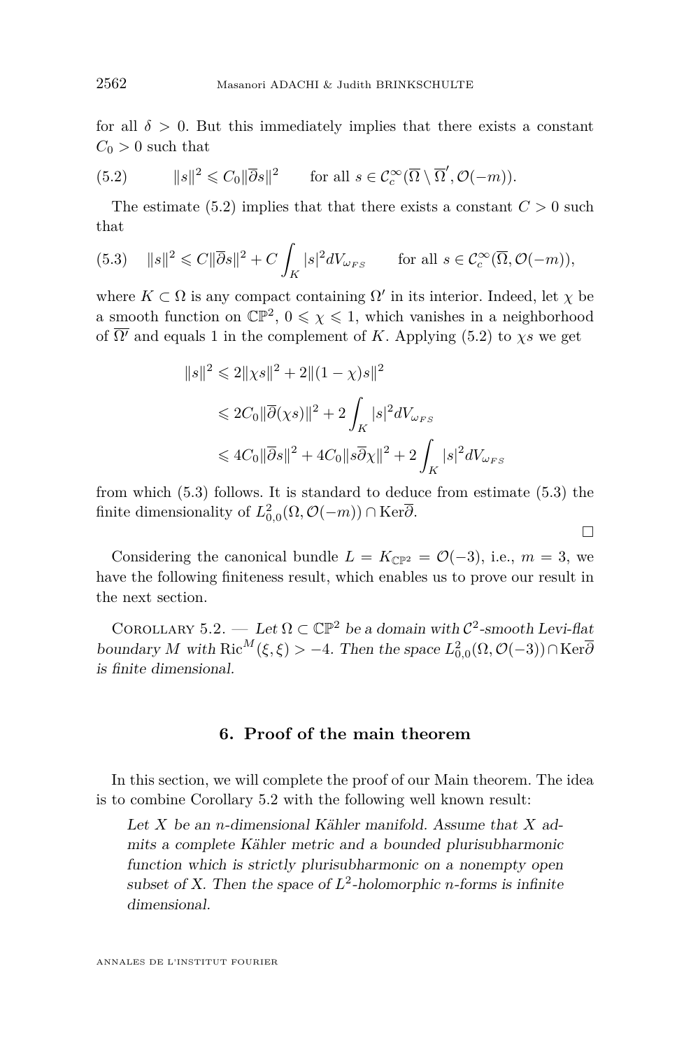for all $\delta > 0$. But this immediately implies that there exists a constant $C_0 > 0$ such that

$$\|s\|^2 \leqslant C_0 \|\overline{\partial} s\|^2 \qquad \text{for all } s \in \mathcal{C}_c^\infty(\overline{\Omega} \setminus \overline{\Omega}', \mathcal{O}(-m)). \tag{5.2}$$

The estimate (5.2) implies that that there exists a constant $C > 0$ such that

$$\|s\|^2 \leqslant C\|\overline{\partial} s\|^2 + C\int_K |s|^2 dV_{\omega_{FS}} \qquad \text{for all } s \in \mathcal{C}_c^\infty(\overline{\Omega}, \mathcal{O}(-m)), \tag{5.3}$$

where $K \subset \Omega$ is any compact containing $\Omega'$ in its interior. Indeed, let $\chi$ be a smooth function on $\mathbb{CP}^2$, $0 \leqslant \chi \leqslant 1$, which vanishes in a neighborhood of $\overline{\Omega'}$ and equals 1 in the complement of $K$. Applying (5.2) to $\chi s$ we get

$$\begin{aligned}
\|s\|^2 &\leqslant 2\|\chi s\|^2 + 2\|(1-\chi)s\|^2 \\
&\leqslant 2C_0\|\overline{\partial}(\chi s)\|^2 + 2\int_K |s|^2 dV_{\omega_{FS}} \\
&\leqslant 4C_0\|\overline{\partial} s\|^2 + 4C_0\|s\overline{\partial}\chi\|^2 + 2\int_K |s|^2 dV_{\omega_{FS}}
\end{aligned}$$

from which (5.3) follows. It is standard to deduce from estimate (5.3) the finite dimensionality of $L^2_{0,0}(\Omega, \mathcal{O}(-m)) \cap \mathrm{Ker}\overline{\partial}$.

□

Considering the canonical bundle $L = K_{\mathbb{CP}^2} = \mathcal{O}(-3)$, i.e., $m = 3$, we have the following finiteness result, which enables us to prove our result in the next section.

Corollary 5.2. — *Let $\Omega \subset \mathbb{CP}^2$ be a domain with $\mathcal{C}^2$-smooth Levi-flat boundary $M$ with $\mathrm{Ric}^M(\xi, \xi) > -4$. Then the space $L^2_{0,0}(\Omega, \mathcal{O}(-3)) \cap \mathrm{Ker}\overline{\partial}$ is finite dimensional.*

## 6. Proof of the main theorem

In this section, we will complete the proof of our Main theorem. The idea is to combine Corollary 5.2 with the following well known result:

> *Let $X$ be an $n$-dimensional Kähler manifold. Assume that $X$ admits a complete Kähler metric and a bounded plurisubharmonic function which is strictly plurisubharmonic on a nonempty open subset of $X$. Then the space of $L^2$-holomorphic $n$-forms is infinite dimensional.*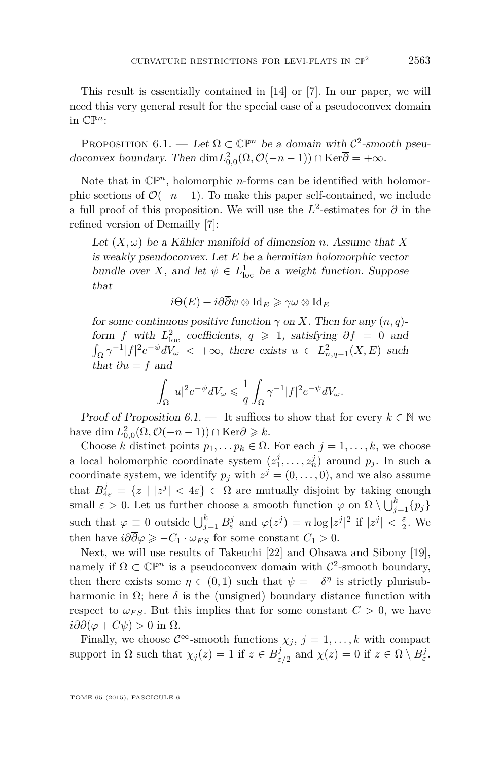This result is essentially contained in [14] or [7]. In our paper, we will need this very general result for the special case of a pseudoconvex domain in $\mathbb{CP}^n$:

Proposition 6.1. — *Let $\Omega \subset \mathbb{CP}^n$ be a domain with $\mathcal{C}^2$-smooth pseudoconvex boundary. Then* $\dim L^2_{0,0}(\Omega, \mathcal{O}(-n-1)) \cap \mathrm{Ker}\overline{\partial} = +\infty$.

Note that in $\mathbb{CP}^n$, holomorphic $n$-forms can be identified with holomorphic sections of $\mathcal{O}(-n-1)$. To make this paper self-contained, we include a full proof of this proposition. We will use the $L^2$-estimates for $\overline{\partial}$ in the refined version of Demailly [7]:

> *Let $(X, \omega)$ be a Kähler manifold of dimension $n$. Assume that $X$ is weakly pseudoconvex. Let $E$ be a hermitian holomorphic vector bundle over $X$, and let $\psi \in L^1_{\mathrm{loc}}$ be a weight function. Suppose that*
>
> $$i\Theta(E) + i\partial\overline{\partial}\psi \otimes \mathrm{Id}_E \geqslant \gamma\omega \otimes \mathrm{Id}_E$$
>
> *for some continuous positive function $\gamma$ on $X$. Then for any $(n,q)$-form $f$ with $L^2_{\mathrm{loc}}$ coefficients, $q \geqslant 1$, satisfying $\overline{\partial} f = 0$ and $\int_\Omega \gamma^{-1}|f|^2 e^{-\psi} dV_\omega < +\infty$, there exists $u \in L^2_{n,q-1}(X, E)$ such that $\overline{\partial} u = f$ and*
>
> $$\int_\Omega |u|^2 e^{-\psi} dV_\omega \leqslant \frac{1}{q} \int_\Omega \gamma^{-1}|f|^2 e^{-\psi} dV_\omega.$$

*Proof of Proposition 6.1.* — It suffices to show that for every $k \in \mathbb{N}$ we have $\dim L^2_{0,0}(\Omega, \mathcal{O}(-n-1)) \cap \mathrm{Ker}\overline{\partial} \geqslant k$.

Choose $k$ distinct points $p_1, \dots p_k \in \Omega$. For each $j = 1, \dots, k$, we choose a local holomorphic coordinate system $(z^j_1, \dots, z^j_n)$ around $p_j$. In such a coordinate system, we identify $p_j$ with $z^j = (0, \dots, 0)$, and we also assume that $B^j_{4\varepsilon} = \{z \mid |z^j| < 4\varepsilon\} \subset \Omega$ are mutually disjoint by taking enough small $\varepsilon > 0$. Let us further choose a smooth function $\varphi$ on $\Omega \setminus \bigcup_{j=1}^k \{p_j\}$ such that $\varphi \equiv 0$ outside $\bigcup_{j=1}^k B^j_\varepsilon$ and $\varphi(z^j) = n \log |z^j|^2$ if $|z^j| < \frac{\varepsilon}{2}$. We then have $i\partial\overline{\partial}\varphi \geqslant -C_1 \cdot \omega_{FS}$ for some constant $C_1 > 0$.

Next, we will use results of Takeuchi [22] and Ohsawa and Sibony [19], namely if $\Omega \subset \mathbb{CP}^n$ is a pseudoconvex domain with $\mathcal{C}^2$-smooth boundary, then there exists some $\eta \in (0,1)$ such that $\psi = -\delta^\eta$ is strictly plurisubharmonic in $\Omega$; here $\delta$ is the (unsigned) boundary distance function with respect to $\omega_{FS}$. But this implies that for some constant $C > 0$, we have $i\partial\overline{\partial}(\varphi + C\psi) > 0$ in $\Omega$.

Finally, we choose $\mathcal{C}^\infty$-smooth functions $\chi_j$, $j = 1, \dots, k$ with compact support in $\Omega$ such that $\chi_j(z) = 1$ if $z \in B^j_{\varepsilon/2}$ and $\chi(z) = 0$ if $z \in \Omega \setminus B^j_\varepsilon$.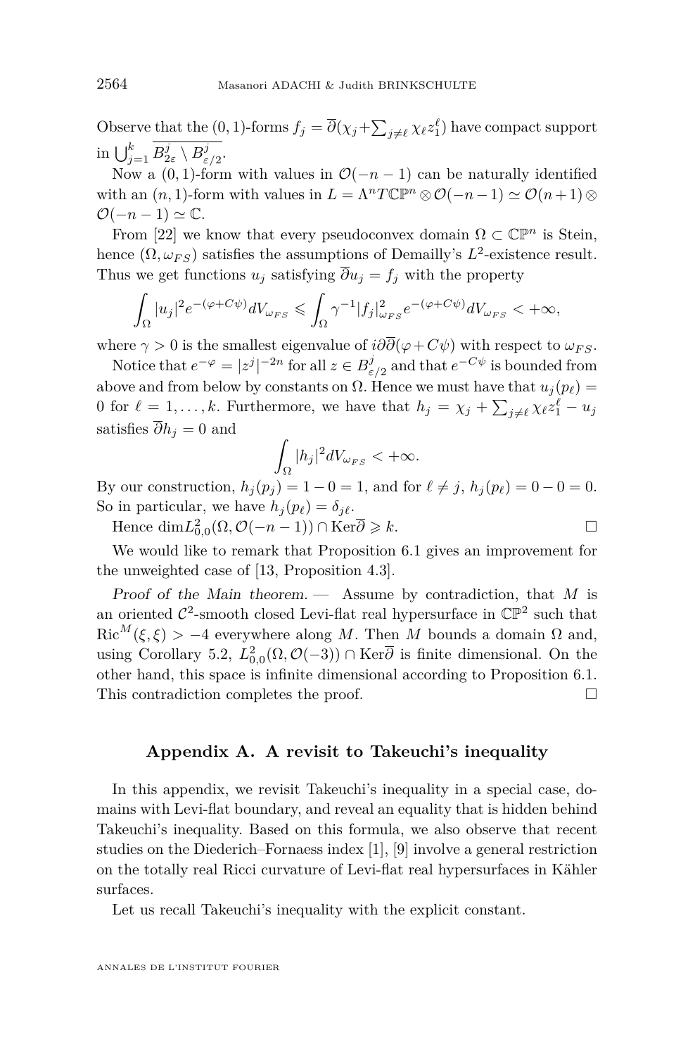Observe that the $(0,1)$-forms $f_j = \overline{\partial}(\chi_j + \sum_{j\neq \ell} \chi_\ell z_1^\ell)$ have compact support in $\bigcup_{j=1}^k \overline{B_{2\varepsilon}^j \setminus B_{\varepsilon/2}^j}$.

Now a $(0,1)$-form with values in $\mathcal{O}(-n-1)$ can be naturally identified with an $(n,1)$-form with values in $L = \Lambda^n T\mathbb{CP}^n \otimes \mathcal{O}(-n-1) \simeq \mathcal{O}(n+1) \otimes \mathcal{O}(-n-1) \simeq \mathbb{C}$.

From [22] we know that every pseudoconvex domain $\Omega \subset \mathbb{CP}^n$ is Stein, hence $(\Omega, \omega_{FS})$ satisfies the assumptions of Demailly's $L^2$-existence result. Thus we get functions $u_j$ satisfying $\overline{\partial} u_j = f_j$ with the property

$$\int_\Omega |u_j|^2 e^{-(\varphi + C\psi)} dV_{\omega_{FS}} \leqslant \int_\Omega \gamma^{-1} |f_j|^2_{\omega_{FS}} e^{-(\varphi + C\psi)} dV_{\omega_{FS}} < +\infty,$$

where $\gamma > 0$ is the smallest eigenvalue of $i\partial\overline{\partial}(\varphi + C\psi)$ with respect to $\omega_{FS}$.

Notice that $e^{-\varphi} = |z^j|^{-2n}$ for all $z \in B_{\varepsilon/2}^j$ and that $e^{-C\psi}$ is bounded from above and from below by constants on $\Omega$. Hence we must have that $u_j(p_\ell) = 0$ for $\ell = 1, \ldots, k$. Furthermore, we have that $h_j = \chi_j + \sum_{j\neq\ell} \chi_\ell z_1^\ell - u_j$ satisfies $\overline{\partial} h_j = 0$ and

$$\int_\Omega |h_j|^2 dV_{\omega_{FS}} < +\infty.$$

By our construction, $h_j(p_j) = 1 - 0 = 1$, and for $\ell \neq j$, $h_j(p_\ell) = 0 - 0 = 0$. So in particular, we have $h_j(p_\ell) = \delta_{j\ell}$.

Hence $\dim L^2_{0,0}(\Omega, \mathcal{O}(-n-1)) \cap \operatorname{Ker}\overline{\partial} \geqslant k$. □

We would like to remark that Proposition 6.1 gives an improvement for the unweighted case of [13, Proposition 4.3].

*Proof of the Main theorem.* — Assume by contradiction, that $M$ is an oriented $\mathcal{C}^2$-smooth closed Levi-flat real hypersurface in $\mathbb{CP}^2$ such that $\operatorname{Ric}^M(\xi,\xi) > -4$ everywhere along $M$. Then $M$ bounds a domain $\Omega$ and, using Corollary 5.2, $L^2_{0,0}(\Omega, \mathcal{O}(-3)) \cap \operatorname{Ker}\overline{\partial}$ is finite dimensional. On the other hand, this space is infinite dimensional according to Proposition 6.1. This contradiction completes the proof. □

## Appendix A. A revisit to Takeuchi's inequality

In this appendix, we revisit Takeuchi's inequality in a special case, domains with Levi-flat boundary, and reveal an equality that is hidden behind Takeuchi's inequality. Based on this formula, we also observe that recent studies on the Diederich–Fornaess index [1], [9] involve a general restriction on the totally real Ricci curvature of Levi-flat real hypersurfaces in Kähler surfaces.

Let us recall Takeuchi's inequality with the explicit constant.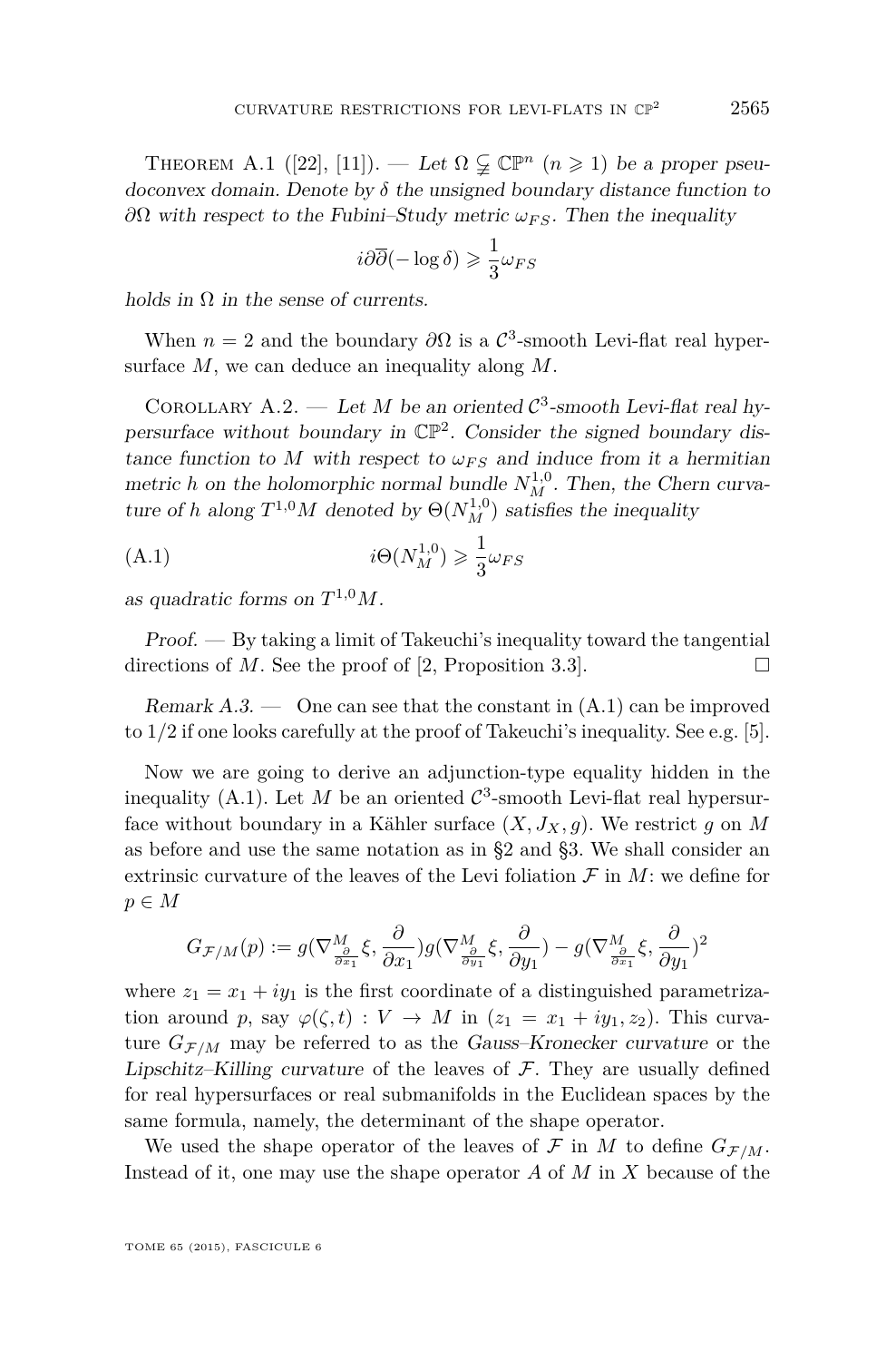Theorem A.1 ([22], [11]). — *Let $\Omega \subsetneq \mathbb{CP}^n$ $(n \geqslant 1)$ be a proper pseudoconvex domain. Denote by $\delta$ the unsigned boundary distance function to $\partial\Omega$ with respect to the Fubini–Study metric $\omega_{FS}$. Then the inequality*

$$i\partial\overline{\partial}(-\log\delta) \geqslant \frac{1}{3}\omega_{FS}$$

*holds in $\Omega$ in the sense of currents.*

When $n = 2$ and the boundary $\partial\Omega$ is a $\mathcal{C}^3$-smooth Levi-flat real hypersurface $M$, we can deduce an inequality along $M$.

Corollary A.2. — *Let $M$ be an oriented $\mathcal{C}^3$-smooth Levi-flat real hypersurface without boundary in $\mathbb{CP}^2$. Consider the signed boundary distance function to $M$ with respect to $\omega_{FS}$ and induce from it a hermitian metric $h$ on the holomorphic normal bundle $N_M^{1,0}$. Then, the Chern curvature of $h$ along $T^{1,0}M$ denoted by $\Theta(N_M^{1,0})$ satisfies the inequality*

$$i\Theta(N_M^{1,0}) \geqslant \frac{1}{3}\omega_{FS} \tag{A.1}$$

*as quadratic forms on $T^{1,0}M$.*

*Proof.* — By taking a limit of Takeuchi's inequality toward the tangential directions of $M$. See the proof of [2, Proposition 3.3]. □

*Remark A.3.* — One can see that the constant in (A.1) can be improved to $1/2$ if one looks carefully at the proof of Takeuchi's inequality. See e.g. [5].

Now we are going to derive an adjunction-type equality hidden in the inequality (A.1). Let $M$ be an oriented $\mathcal{C}^3$-smooth Levi-flat real hypersurface without boundary in a Kähler surface $(X, J_X, g)$. We restrict $g$ on $M$ as before and use the same notation as in §2 and §3. We shall consider an extrinsic curvature of the leaves of the Levi foliation $\mathcal{F}$ in $M$: we define for $p \in M$

$$G_{\mathcal{F}/M}(p) := g(\nabla^M_{\frac{\partial}{\partial x_1}}\xi, \frac{\partial}{\partial x_1})g(\nabla^M_{\frac{\partial}{\partial y_1}}\xi, \frac{\partial}{\partial y_1}) - g(\nabla^M_{\frac{\partial}{\partial x_1}}\xi, \frac{\partial}{\partial y_1})^2$$

where $z_1 = x_1 + iy_1$ is the first coordinate of a distinguished parametrization around $p$, say $\varphi(\zeta, t) : V \to M$ in $(z_1 = x_1 + iy_1, z_2)$. This curvature $G_{\mathcal{F}/M}$ may be referred to as the *Gauss–Kronecker curvature* or the *Lipschitz–Killing curvature* of the leaves of $\mathcal{F}$. They are usually defined for real hypersurfaces or real submanifolds in the Euclidean spaces by the same formula, namely, the determinant of the shape operator.

We used the shape operator of the leaves of $\mathcal{F}$ in $M$ to define $G_{\mathcal{F}/M}$. Instead of it, one may use the shape operator $A$ of $M$ in $X$ because of the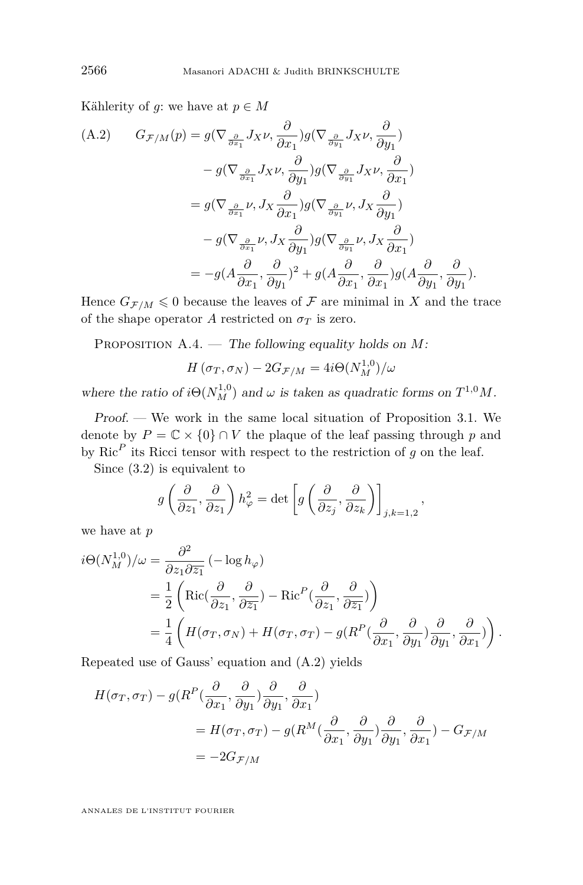Kählerity of $g$: we have at $p \in M$

$$
\begin{aligned}
\text{(A.2)} \qquad G_{\mathcal{F}/M}(p) &= g(\nabla_{\frac{\partial}{\partial x_1}} J_X \nu, \frac{\partial}{\partial x_1}) g(\nabla_{\frac{\partial}{\partial y_1}} J_X \nu, \frac{\partial}{\partial y_1}) \\
&\quad - g(\nabla_{\frac{\partial}{\partial x_1}} J_X \nu, \frac{\partial}{\partial y_1}) g(\nabla_{\frac{\partial}{\partial y_1}} J_X \nu, \frac{\partial}{\partial x_1}) \\
&= g(\nabla_{\frac{\partial}{\partial x_1}} \nu, J_X \frac{\partial}{\partial x_1}) g(\nabla_{\frac{\partial}{\partial y_1}} \nu, J_X \frac{\partial}{\partial y_1}) \\
&\quad - g(\nabla_{\frac{\partial}{\partial x_1}} \nu, J_X \frac{\partial}{\partial y_1}) g(\nabla_{\frac{\partial}{\partial y_1}} \nu, J_X \frac{\partial}{\partial x_1}) \\
&= -g(A \frac{\partial}{\partial x_1}, \frac{\partial}{\partial y_1})^2 + g(A \frac{\partial}{\partial x_1}, \frac{\partial}{\partial x_1}) g(A \frac{\partial}{\partial y_1}, \frac{\partial}{\partial y_1}).
\end{aligned}
$$

Hence $G_{\mathcal{F}/M} \leqslant 0$ because the leaves of $\mathcal{F}$ are minimal in $X$ and the trace of the shape operator $A$ restricted on $\sigma_T$ is zero.

Proposition A.4. — *The following equality holds on $M$:*

$$
H(\sigma_T, \sigma_N) - 2G_{\mathcal{F}/M} = 4i\Theta(N_M^{1,0})/\omega
$$

*where the ratio of $i\Theta(N_M^{1,0})$ and $\omega$ is taken as quadratic forms on $T^{1,0}M$.*

*Proof.* — We work in the same local situation of Proposition 3.1. We denote by $P = \mathbb{C} \times \{0\} \cap V$ the plaque of the leaf passing through $p$ and by $\mathrm{Ric}^P$ its Ricci tensor with respect to the restriction of $g$ on the leaf.

Since (3.2) is equivalent to

$$
g\left(\frac{\partial}{\partial z_1}, \frac{\partial}{\partial z_1}\right) h_\varphi^2 = \det\left[g\left(\frac{\partial}{\partial z_j}, \frac{\partial}{\partial z_k}\right)\right]_{j,k=1,2},
$$

we have at $p$

$$
\begin{aligned}
i\Theta(N_M^{1,0})/\omega &= \frac{\partial^2}{\partial z_1 \partial \overline{z_1}} \left(-\log h_\varphi\right) \\
&= \frac{1}{2}\left(\mathrm{Ric}(\frac{\partial}{\partial z_1}, \frac{\partial}{\partial \overline{z_1}}) - \mathrm{Ric}^P(\frac{\partial}{\partial z_1}, \frac{\partial}{\partial \overline{z_1}})\right) \\
&= \frac{1}{4}\left(H(\sigma_T, \sigma_N) + H(\sigma_T, \sigma_T) - g(R^P(\frac{\partial}{\partial x_1}, \frac{\partial}{\partial y_1})\frac{\partial}{\partial y_1}, \frac{\partial}{\partial x_1})\right).
\end{aligned}
$$

Repeated use of Gauss' equation and (A.2) yields

$$
\begin{aligned}
H(\sigma_T, \sigma_T) &- g(R^P(\frac{\partial}{\partial x_1}, \frac{\partial}{\partial y_1})\frac{\partial}{\partial y_1}, \frac{\partial}{\partial x_1}) \\
&= H(\sigma_T, \sigma_T) - g(R^M(\frac{\partial}{\partial x_1}, \frac{\partial}{\partial y_1})\frac{\partial}{\partial y_1}, \frac{\partial}{\partial x_1}) - G_{\mathcal{F}/M} \\
&= -2G_{\mathcal{F}/M}
\end{aligned}
$$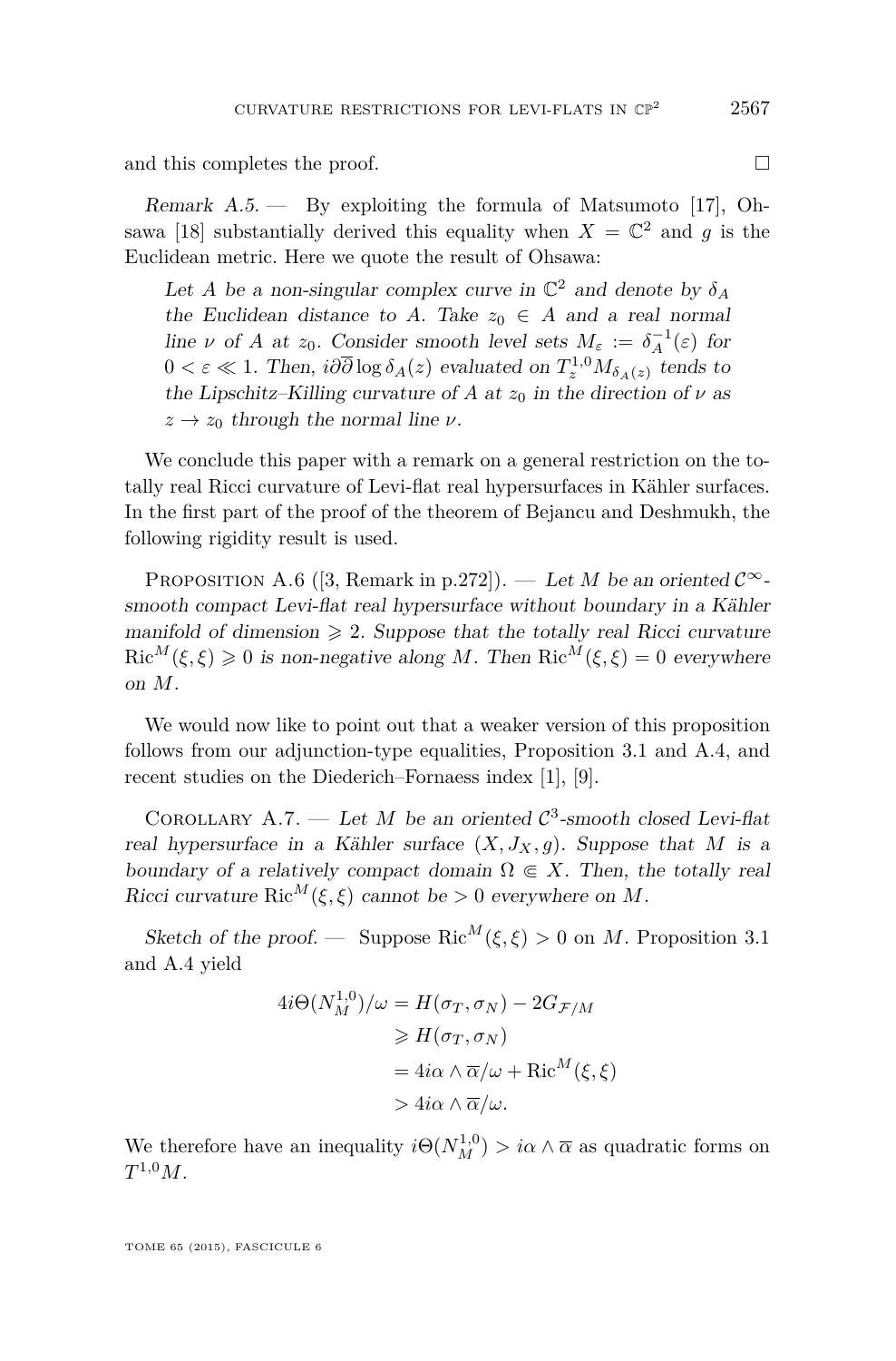and this completes the proof. □

*Remark A.5.* — By exploiting the formula of Matsumoto [17], Ohsawa [18] substantially derived this equality when $X = \mathbb{C}^2$ and $g$ is the Euclidean metric. Here we quote the result of Ohsawa:

> *Let $A$ be a non-singular complex curve in $\mathbb{C}^2$ and denote by $\delta_A$ the Euclidean distance to $A$. Take $z_0 \in A$ and a real normal line $\nu$ of $A$ at $z_0$. Consider smooth level sets $M_\varepsilon := \delta_A^{-1}(\varepsilon)$ for $0 < \varepsilon \ll 1$. Then, $i\partial\overline{\partial} \log \delta_A(z)$ evaluated on $T^{1,0}_z M_{\delta_A(z)}$ tends to the Lipschitz–Killing curvature of $A$ at $z_0$ in the direction of $\nu$ as $z \to z_0$ through the normal line $\nu$.*

We conclude this paper with a remark on a general restriction on the totally real Ricci curvature of Levi-flat real hypersurfaces in Kähler surfaces. In the first part of the proof of the theorem of Bejancu and Deshmukh, the following rigidity result is used.

Proposition A.6 ([3, Remark in p.272]). — *Let $M$ be an oriented $\mathcal{C}^\infty$-smooth compact Levi-flat real hypersurface without boundary in a Kähler manifold of dimension $\geqslant 2$. Suppose that the totally real Ricci curvature $\mathrm{Ric}^M(\xi, \xi) \geqslant 0$ is non-negative along $M$. Then $\mathrm{Ric}^M(\xi, \xi) = 0$ everywhere on $M$.*

We would now like to point out that a weaker version of this proposition follows from our adjunction-type equalities, Proposition 3.1 and A.4, and recent studies on the Diederich–Fornaess index [1], [9].

Corollary A.7. — *Let $M$ be an oriented $\mathcal{C}^3$-smooth closed Levi-flat real hypersurface in a Kähler surface $(X, J_X, g)$. Suppose that $M$ is a boundary of a relatively compact domain $\Omega \Subset X$. Then, the totally real Ricci curvature $\mathrm{Ric}^M(\xi, \xi)$ cannot be $> 0$ everywhere on $M$.*

*Sketch of the proof.* — Suppose $\mathrm{Ric}^M(\xi, \xi) > 0$ on $M$. Proposition 3.1 and A.4 yield

$$
\begin{aligned}
4i\Theta(N_M^{1,0})/\omega &= H(\sigma_T, \sigma_N) - 2G_{\mathcal{F}/M} \\
&\geqslant H(\sigma_T, \sigma_N) \\
&= 4i\alpha \wedge \overline{\alpha}/\omega + \mathrm{Ric}^M(\xi, \xi) \\
&> 4i\alpha \wedge \overline{\alpha}/\omega.
\end{aligned}
$$

We therefore have an inequality $i\Theta(N_M^{1,0}) > i\alpha \wedge \overline{\alpha}$ as quadratic forms on $T^{1,0}M$.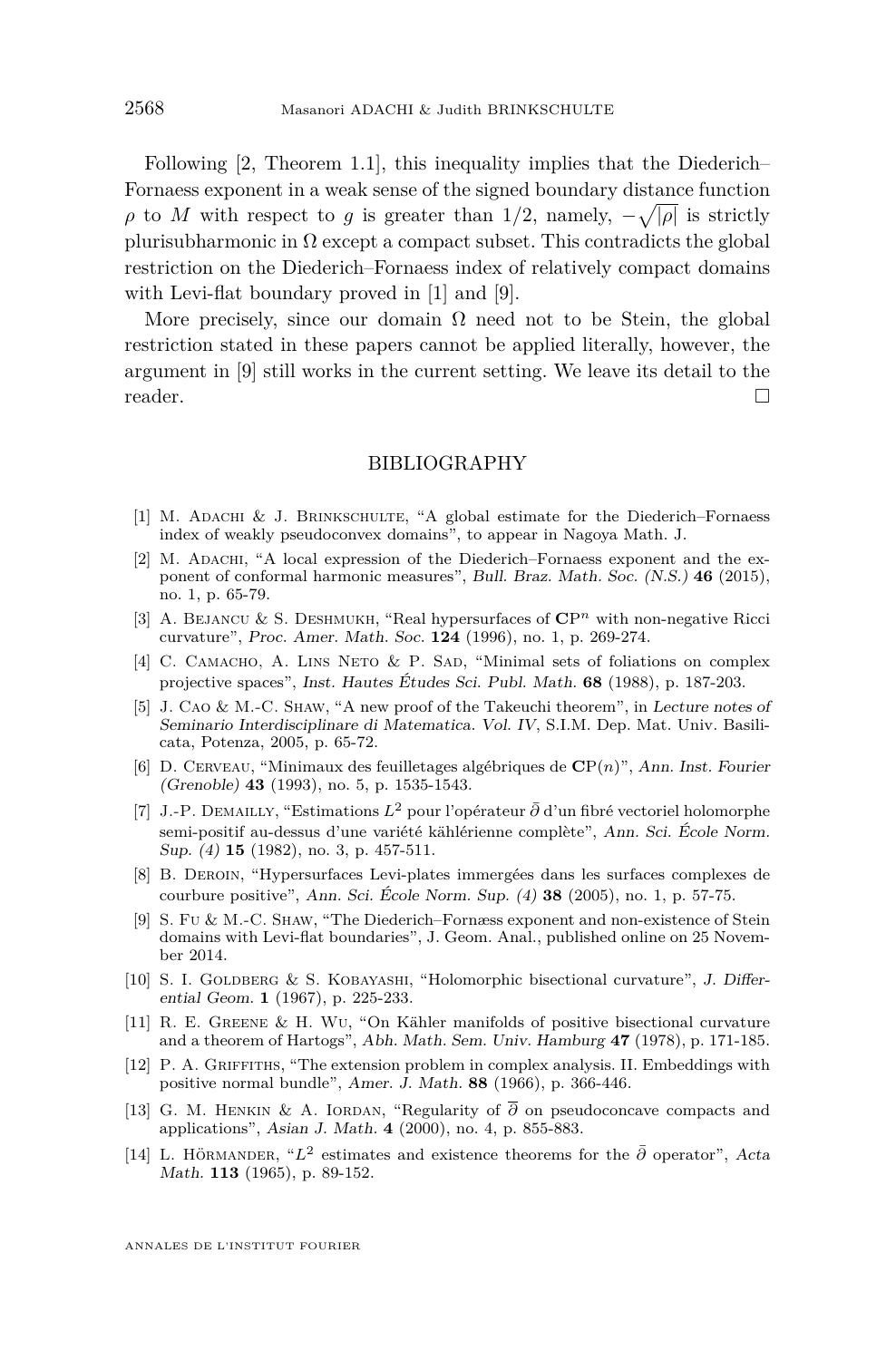Following [2, Theorem 1.1], this inequality implies that the Diederich–Fornaess exponent in a weak sense of the signed boundary distance function $\rho$ to $M$ with respect to $g$ is greater than $1/2$, namely, $-\sqrt{|\rho|}$ is strictly plurisubharmonic in $\Omega$ except a compact subset. This contradicts the global restriction on the Diederich–Fornaess index of relatively compact domains with Levi-flat boundary proved in [1] and [9].

More precisely, since our domain $\Omega$ need not to be Stein, the global restriction stated in these papers cannot be applied literally, however, the argument in [9] still works in the current setting. We leave its detail to the reader. □

## BIBLIOGRAPHY

[1] M. Adachi & J. Brinkschulte, "A global estimate for the Diederich–Fornaess index of weakly pseudoconvex domains", to appear in Nagoya Math. J.

[2] M. Adachi, "A local expression of the Diederich–Fornaess exponent and the exponent of conformal harmonic measures", *Bull. Braz. Math. Soc. (N.S.)* **46** (2015), no. 1, p. 65-79.

[3] A. Bejancu & S. Deshmukh, "Real hypersurfaces of $\mathbf{C}\mathrm{P}^n$ with non-negative Ricci curvature", *Proc. Amer. Math. Soc.* **124** (1996), no. 1, p. 269-274.

[4] C. Camacho, A. Lins Neto & P. Sad, "Minimal sets of foliations on complex projective spaces", *Inst. Hautes Études Sci. Publ. Math.* **68** (1988), p. 187-203.

[5] J. Cao & M.-C. Shaw, "A new proof of the Takeuchi theorem", in *Lecture notes of Seminario Interdisciplinare di Matematica. Vol. IV*, S.I.M. Dep. Mat. Univ. Basilicata, Potenza, 2005, p. 65-72.

[6] D. Cerveau, "Minimaux des feuilletages algébriques de $\mathbf{C}\mathrm{P}(n)$", *Ann. Inst. Fourier (Grenoble)* **43** (1993), no. 5, p. 1535-1543.

[7] J.-P. Demailly, "Estimations $L^2$ pour l'opérateur $\bar{\partial}$ d'un fibré vectoriel holomorphe semi-positif au-dessus d'une variété kählérienne complète", *Ann. Sci. École Norm. Sup. (4)* **15** (1982), no. 3, p. 457-511.

[8] B. Deroin, "Hypersurfaces Levi-plates immergées dans les surfaces complexes de courbure positive", *Ann. Sci. École Norm. Sup. (4)* **38** (2005), no. 1, p. 57-75.

[9] S. Fu & M.-C. Shaw, "The Diederich–Fornæss exponent and non-existence of Stein domains with Levi-flat boundaries", J. Geom. Anal., published online on 25 November 2014.

[10] S. I. Goldberg & S. Kobayashi, "Holomorphic bisectional curvature", *J. Differential Geom.* **1** (1967), p. 225-233.

[11] R. E. Greene & H. Wu, "On Kähler manifolds of positive bisectional curvature and a theorem of Hartogs", *Abh. Math. Sem. Univ. Hamburg* **47** (1978), p. 171-185.

[12] P. A. Griffiths, "The extension problem in complex analysis. II. Embeddings with positive normal bundle", *Amer. J. Math.* **88** (1966), p. 366-446.

[13] G. M. Henkin & A. Iordan, "Regularity of $\overline{\partial}$ on pseudoconcave compacts and applications", *Asian J. Math.* **4** (2000), no. 4, p. 855-883.

[14] L. Hörmander, "$L^2$ estimates and existence theorems for the $\bar{\partial}$ operator", *Acta Math.* **113** (1965), p. 89-152.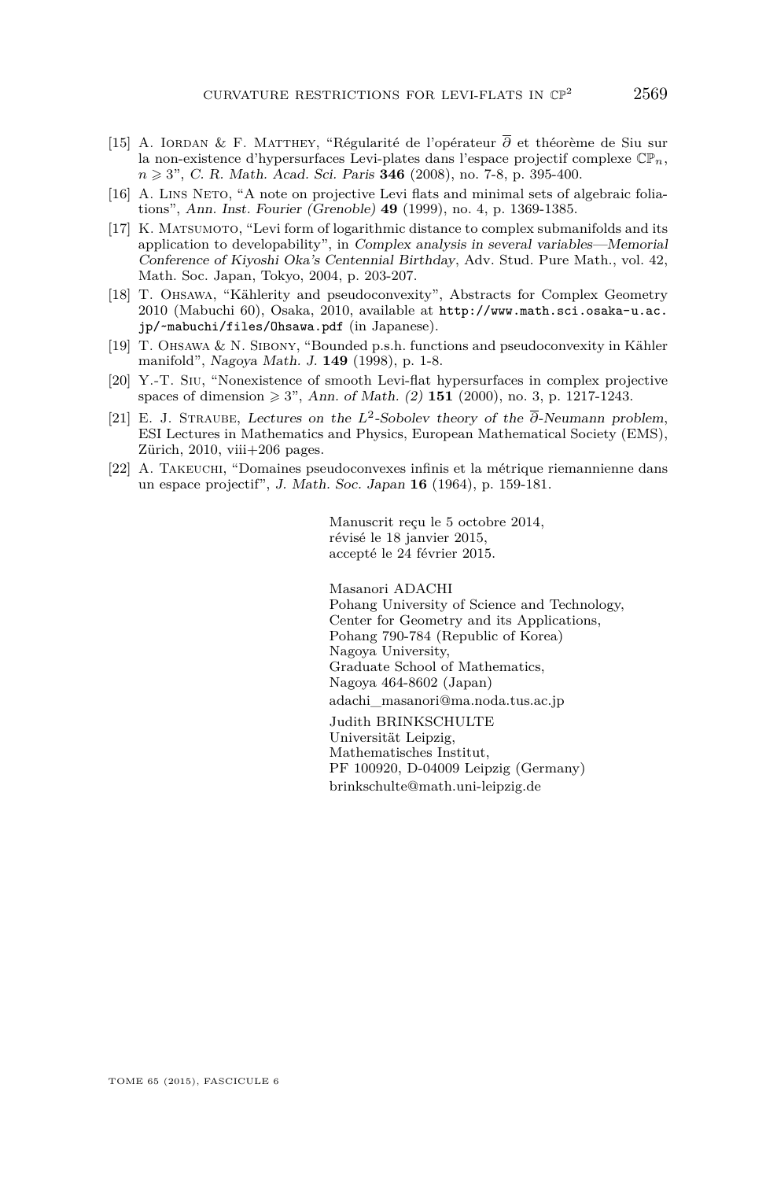[15] A. Iordan & F. Matthey, "Régularité de l'opérateur $\overline{\partial}$ et théorème de Siu sur la non-existence d'hypersurfaces Levi-plates dans l'espace projectif complexe $\mathbb{CP}_n$, $n \geqslant 3$", *C. R. Math. Acad. Sci. Paris* **346** (2008), no. 7-8, p. 395-400.

[16] A. Lins Neto, "A note on projective Levi flats and minimal sets of algebraic foliations", *Ann. Inst. Fourier (Grenoble)* **49** (1999), no. 4, p. 1369-1385.

[17] K. Matsumoto, "Levi form of logarithmic distance to complex submanifolds and its application to developability", in *Complex analysis in several variables—Memorial Conference of Kiyoshi Oka's Centennial Birthday*, Adv. Stud. Pure Math., vol. 42, Math. Soc. Japan, Tokyo, 2004, p. 203-207.

[18] T. Ohsawa, "Kählerity and pseudoconvexity", Abstracts for Complex Geometry 2010 (Mabuchi 60), Osaka, 2010, available at http://www.math.sci.osaka-u.ac.jp/~mabuchi/files/Ohsawa.pdf (in Japanese).

[19] T. Ohsawa & N. Sibony, "Bounded p.s.h. functions and pseudoconvexity in Kähler manifold", *Nagoya Math. J.* **149** (1998), p. 1-8.

[20] Y.-T. Siu, "Nonexistence of smooth Levi-flat hypersurfaces in complex projective spaces of dimension $\geqslant 3$", *Ann. of Math. (2)* **151** (2000), no. 3, p. 1217-1243.

[21] E. J. Straube, *Lectures on the $L^2$-Sobolev theory of the $\overline{\partial}$-Neumann problem*, ESI Lectures in Mathematics and Physics, European Mathematical Society (EMS), Zürich, 2010, viii+206 pages.

[22] A. Takeuchi, "Domaines pseudoconvexes infinis et la métrique riemannienne dans un espace projectif", *J. Math. Soc. Japan* **16** (1964), p. 159-181.

Manuscrit reçu le 5 octobre 2014,
révisé le 18 janvier 2015,
accepté le 24 février 2015.

Masanori ADACHI
Pohang University of Science and Technology,
Center for Geometry and its Applications,
Pohang 790-784 (Republic of Korea)
Nagoya University,
Graduate School of Mathematics,
Nagoya 464-8602 (Japan)
adachi_masanori@ma.noda.tus.ac.jp

Judith BRINKSCHULTE
Universität Leipzig,
Mathematisches Institut,
PF 100920, D-04009 Leipzig (Germany)
brinkschulte@math.uni-leipzig.de